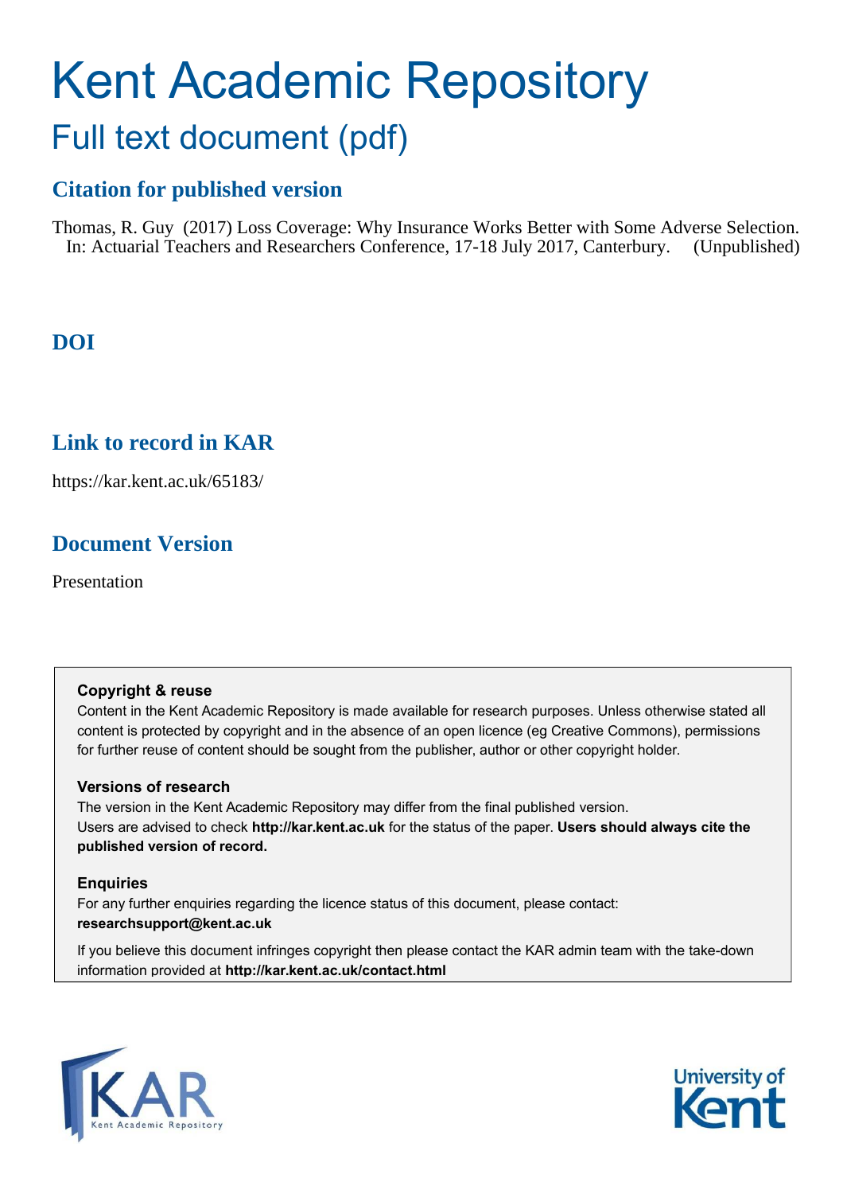# Kent Academic Repository

## Full text document (pdf)

### Citation for published version

Thomas, R. Guy (2017) Loss Coverage: Why Insurance Works Better with Some Adverse Selection. In: Actuarial Teachers and Researchers Conference, 17-18 July 2017, Canterbury. (Unpublished)

### DOI

### Link to record in KAR

https://kar.kent.ac.uk/65183/

### Document Version

Presentation

**Copyright & reuse**

Content in the Kent Academic Repository is made available for research purposes. Unless otherwise stated all content is protected by copyright and in the absence of an open licence (eg Creative Commons), permissions for further reuse of content should be sought from the publisher, author or other copyright holder.

**Versions of research**

The version in the Kent Academic Repository may differ from the final published version. Users are advised to check **http://kar.kent.ac.uk** for the status of the paper. **Users should always cite the published version of record.**

**Enquiries**

For any further enquiries regarding the licence status of this document, please contact: **researchsupport@kent.ac.uk**

If you believe this document infringes copyright then please contact the KAR admin team with the take-down information provided at **http://kar.kent.ac.uk/contact.html**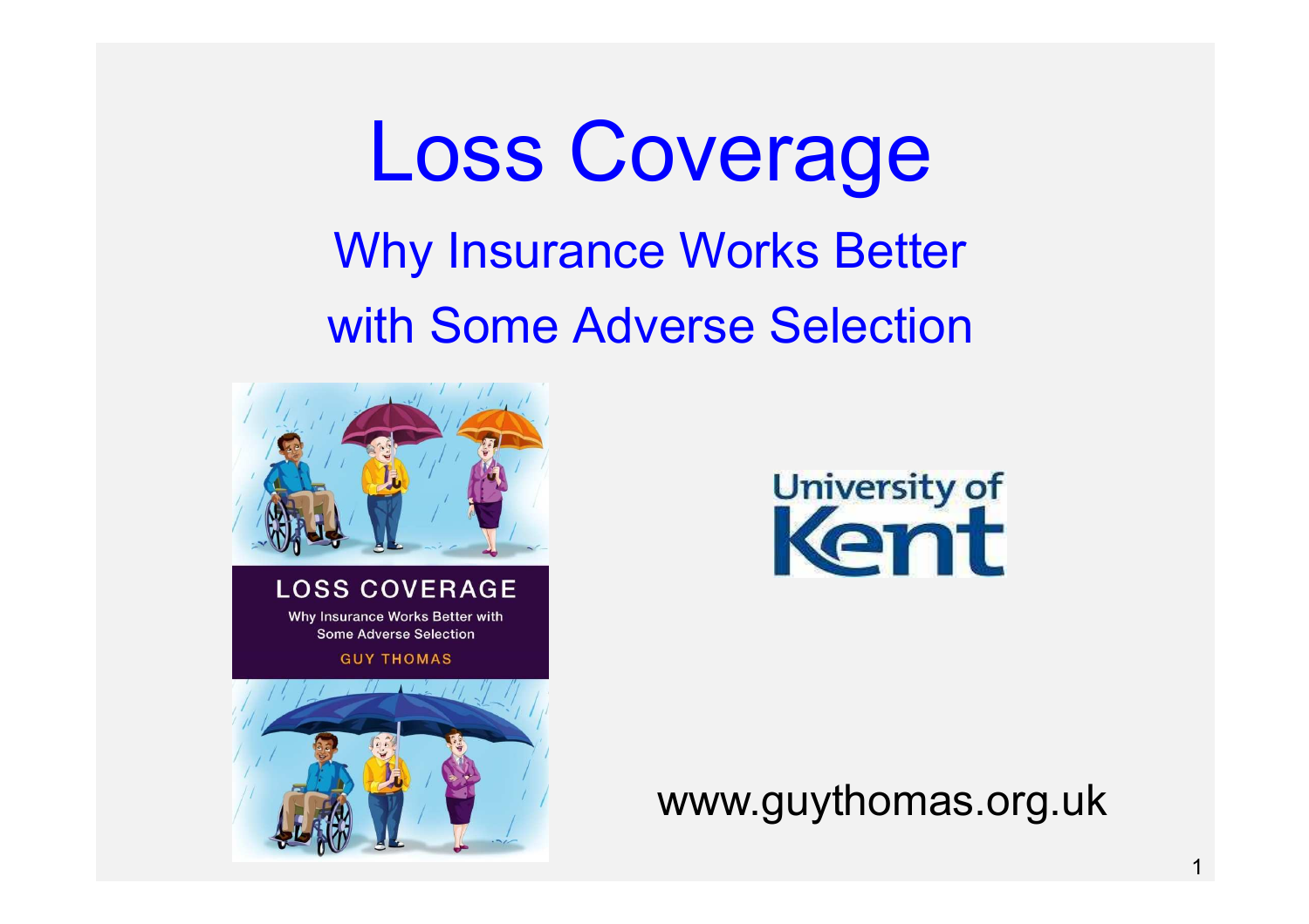# Loss Coverage

## Why Insurance Works Better with Some Adverse Selection

LOSS COVERAGE

Why Insurance Works Better with Some Adverse Selection

GUY THOMAS

University of Kent

www.guythomas.org.uk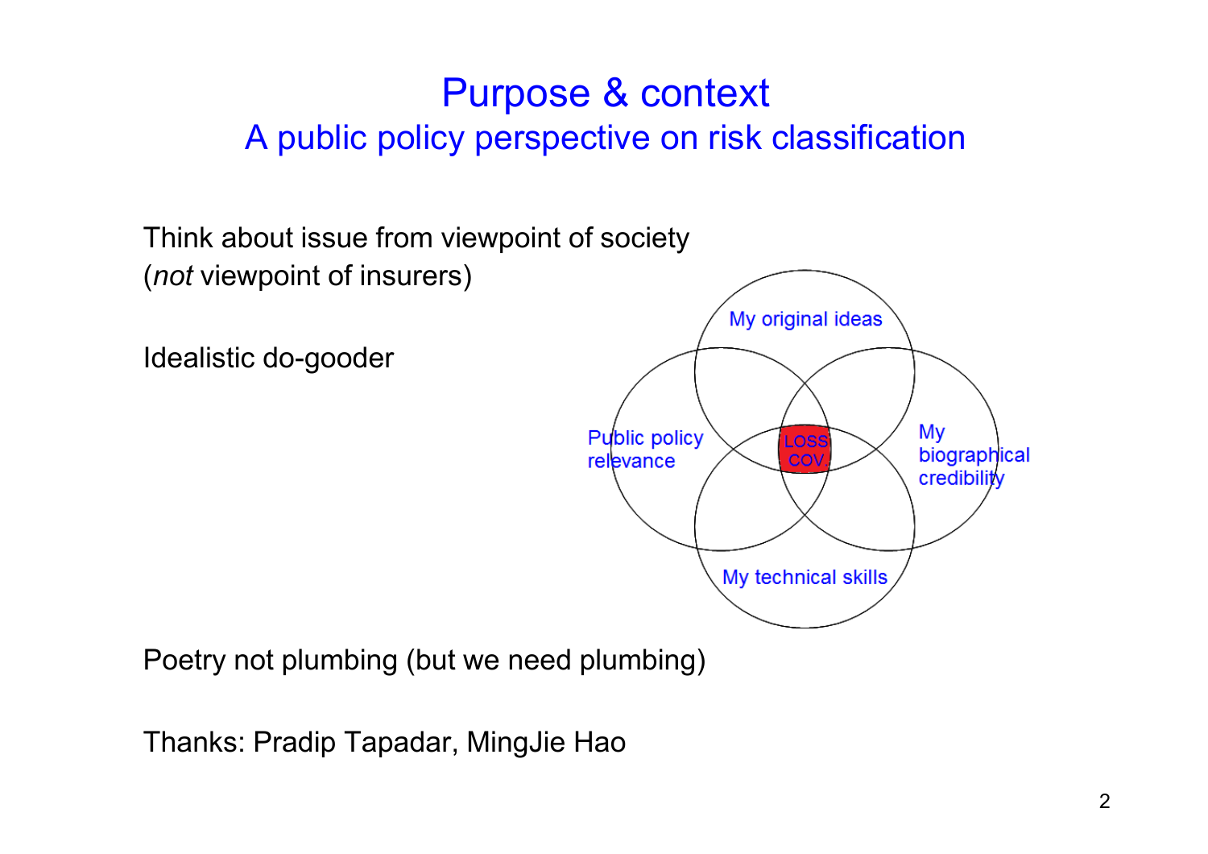# Purpose & context

## A public policy perspective on risk classification

Think about issue from viewpoint of society
(*not* viewpoint of insurers)

Idealistic do-gooder

My original ideas

Public policy relevance

My biographical credibility

My technical skills

LOSS COV

Poetry not plumbing (but we need plumbing)

Thanks: Pradip Tapadar, MingJie Hao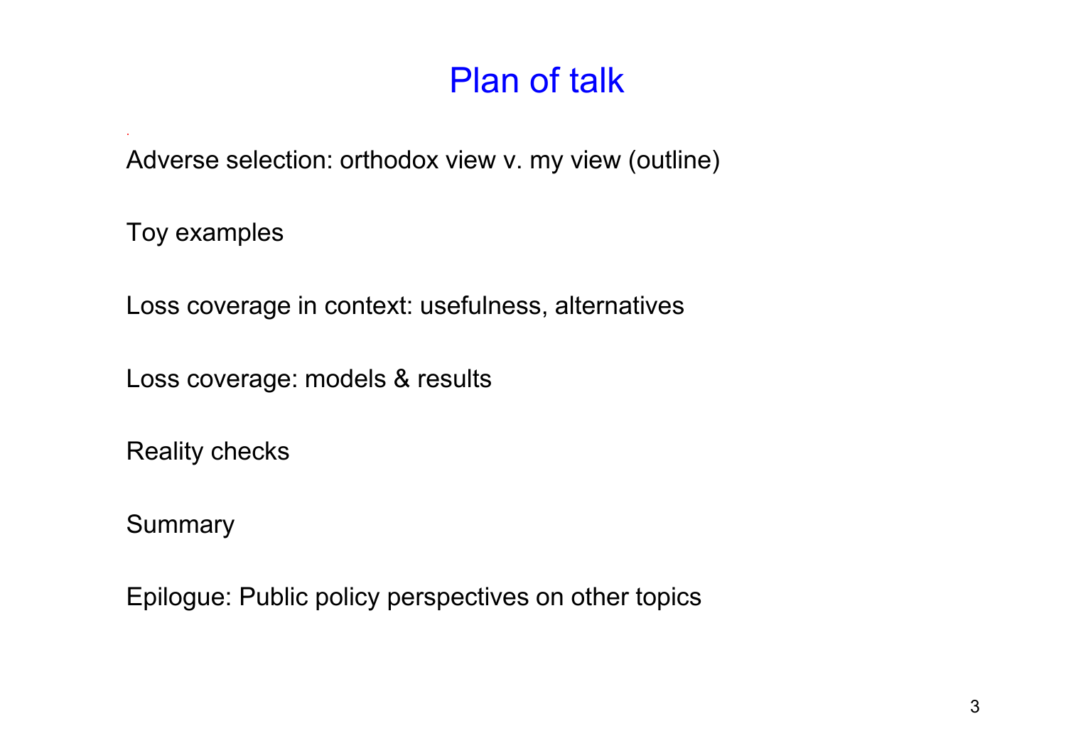# Plan of talk

Adverse selection: orthodox view v. my view (outline)

Toy examples

Loss coverage in context: usefulness, alternatives

Loss coverage: models & results

Reality checks

Summary

Epilogue: Public policy perspectives on other topics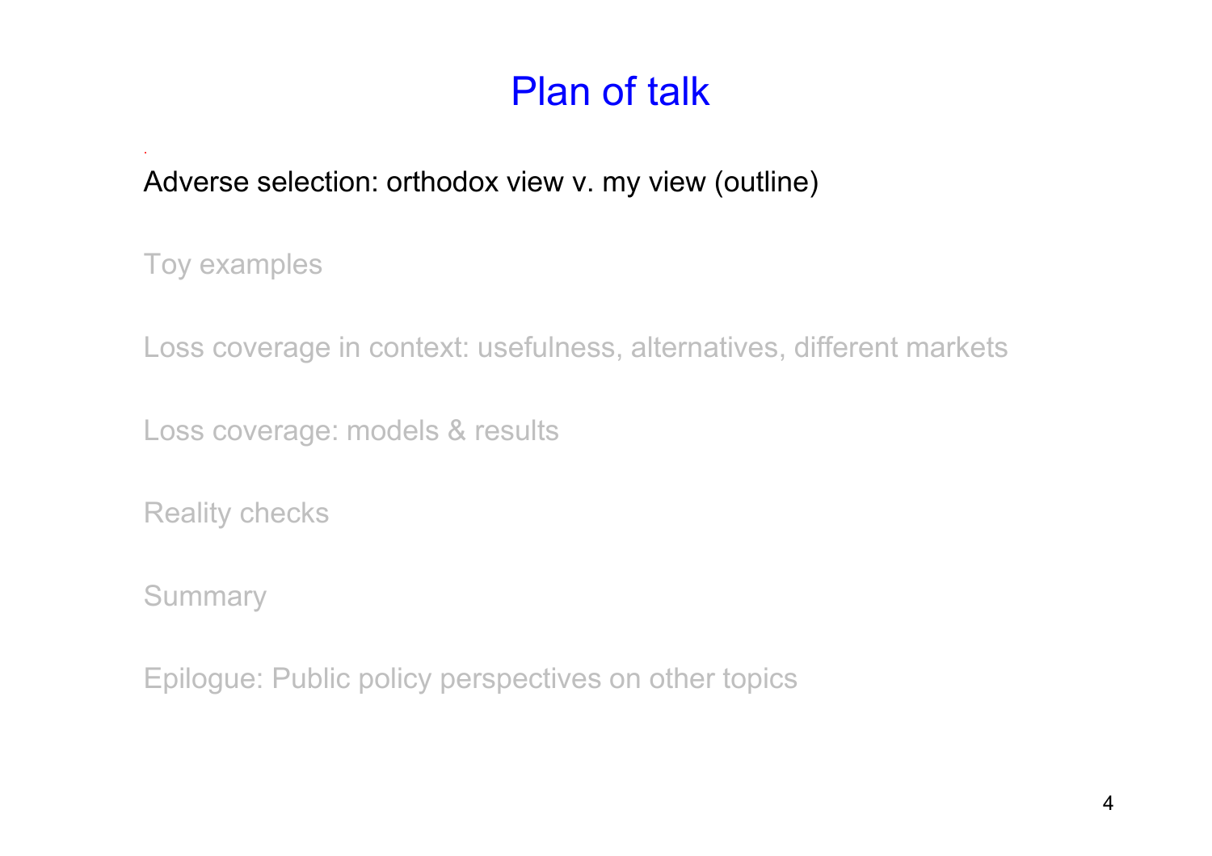# Plan of talk

Adverse selection: orthodox view v. my view (outline)

Toy examples

Loss coverage in context: usefulness, alternatives, different markets

Loss coverage: models & results

Reality checks

Summary

Epilogue: Public policy perspectives on other topics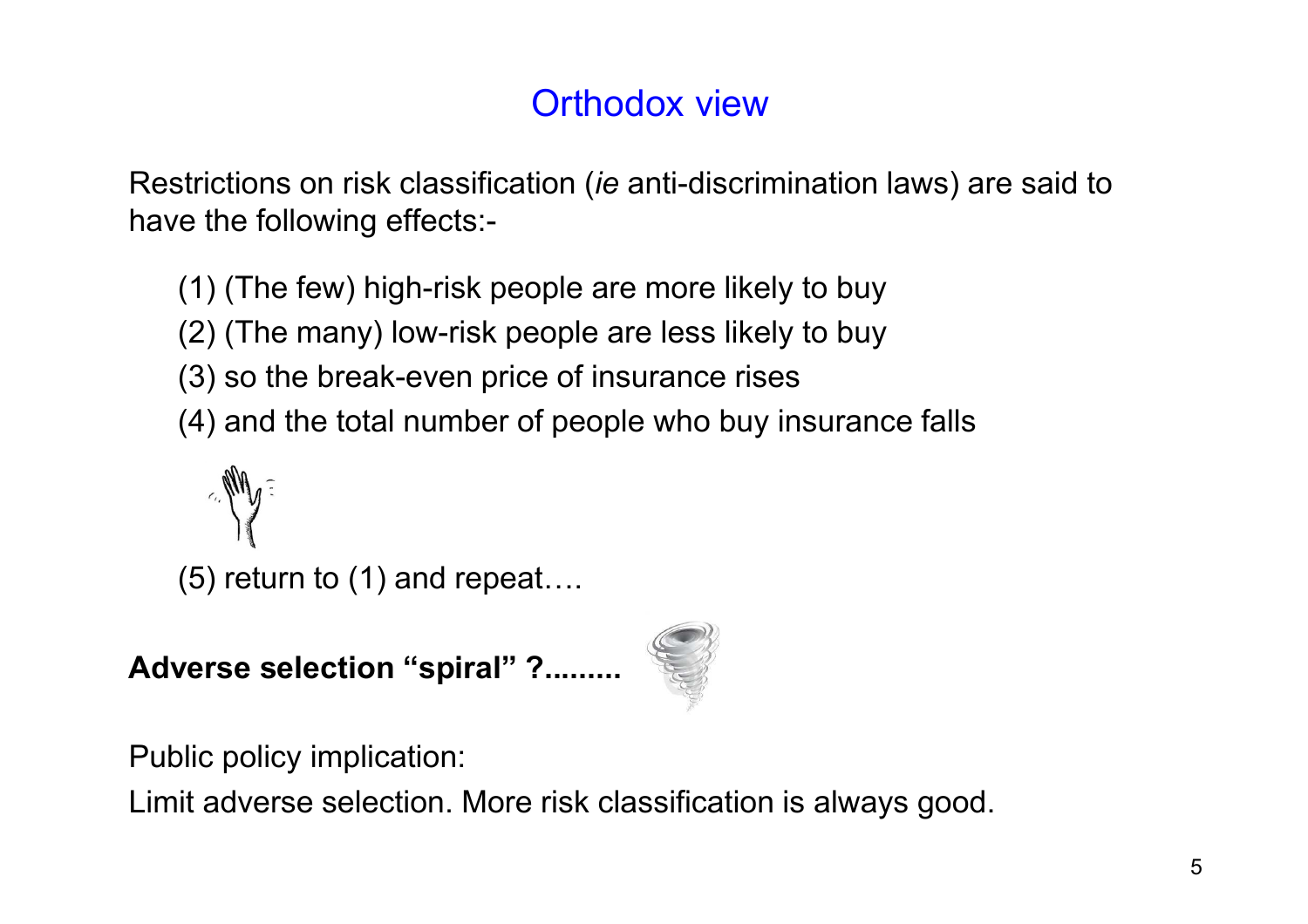# Orthodox view

Restrictions on risk classification (*ie* anti-discrimination laws) are said to have the following effects:-

(1) (The few) high-risk people are more likely to buy

(2) (The many) low-risk people are less likely to buy

(3) so the break-even price of insurance rises

(4) and the total number of people who buy insurance falls

(5) return to (1) and repeat….

**Adverse selection "spiral" ?.........**

Public policy implication:

Limit adverse selection. More risk classification is always good.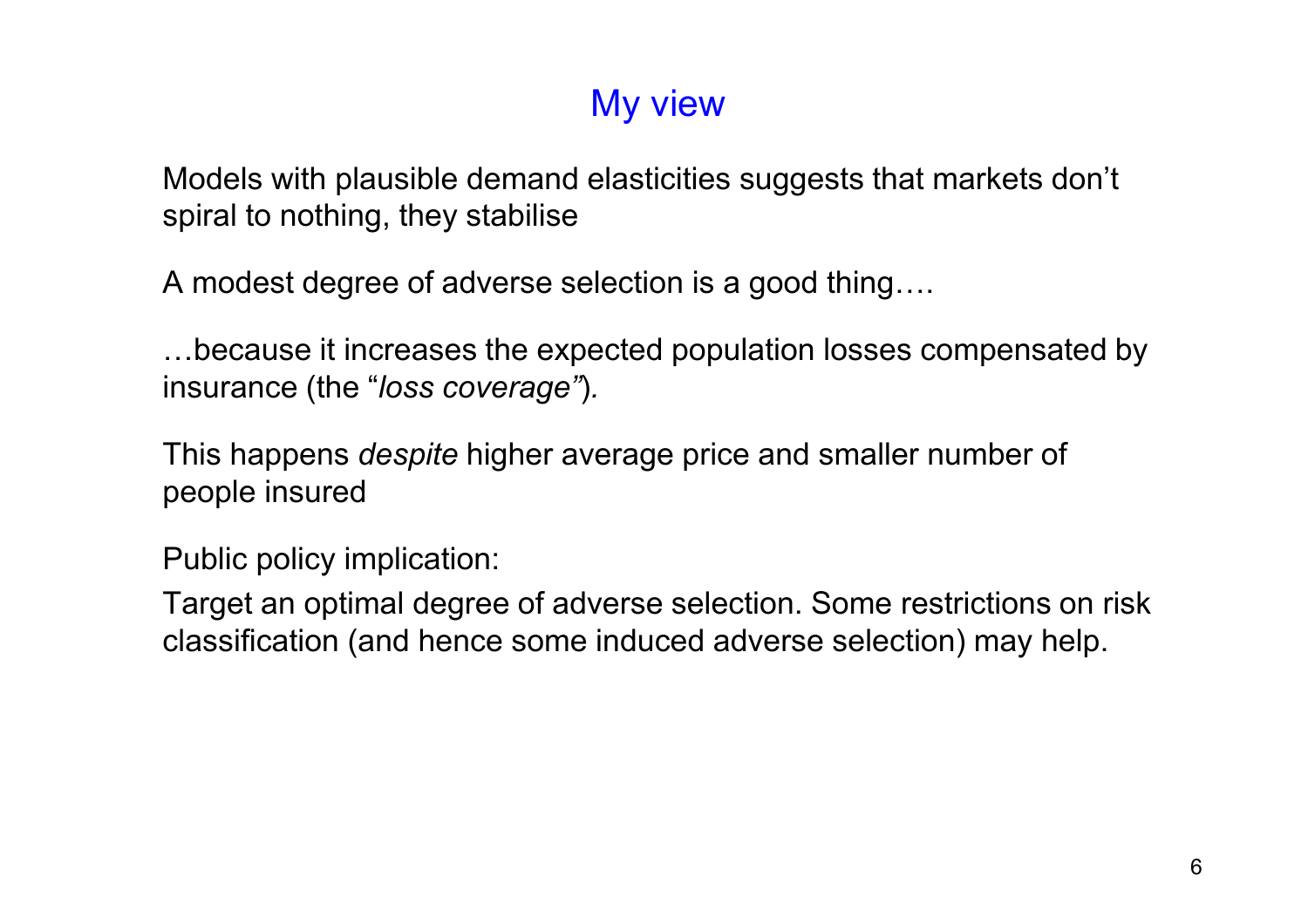# My view

Models with plausible demand elasticities suggests that markets don't spiral to nothing, they stabilise

A modest degree of adverse selection is a good thing….

…because it increases the expected population losses compensated by insurance (the "*loss coverage"*).

This happens *despite* higher average price and smaller number of people insured

Public policy implication:

Target an optimal degree of adverse selection. Some restrictions on risk classification (and hence some induced adverse selection) may help.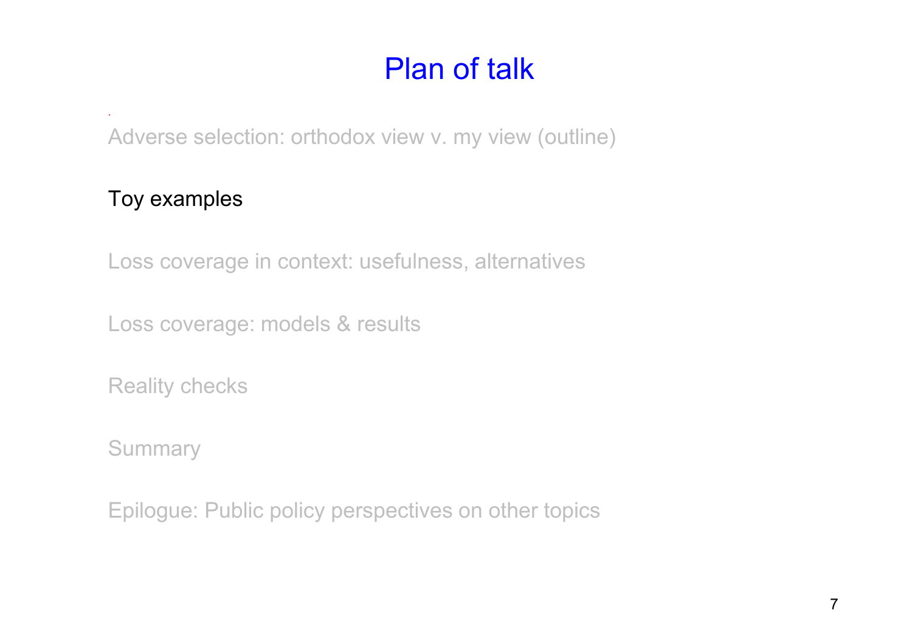# Plan of talk

Adverse selection: orthodox view v. my view (outline)

Toy examples

Loss coverage in context: usefulness, alternatives

Loss coverage: models & results

Reality checks

Summary

Epilogue: Public policy perspectives on other topics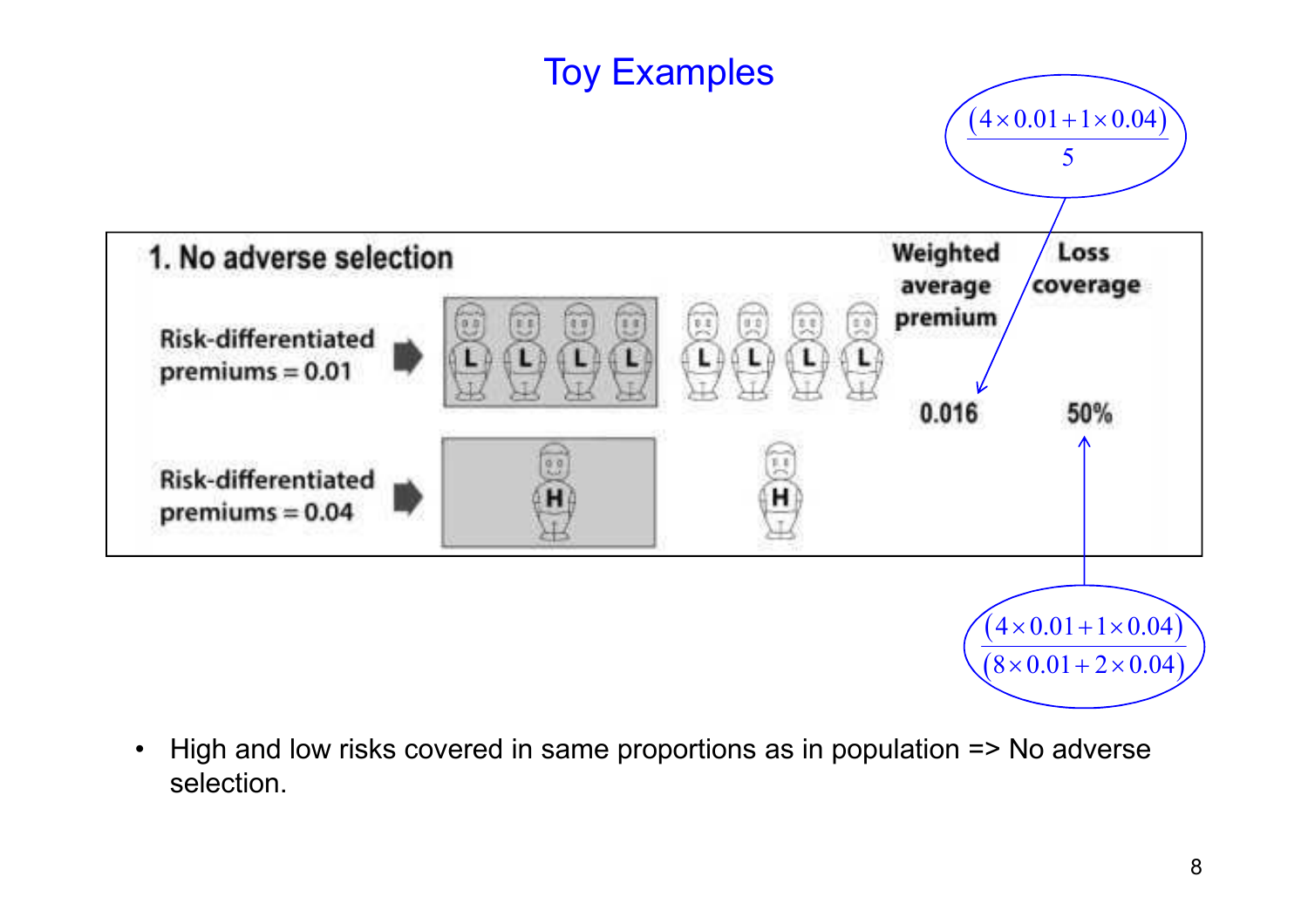# Toy Examples

$$\frac{(4 \times 0.01 + 1 \times 0.04)}{5}$$

**1. No adverse selection**

| | | Weighted average premium | Loss coverage |
|---|---|---|---|
| Risk-differentiated premiums = 0.01 | L L L L (covered) L L L L (not covered) | 0.016 | 50% |
| Risk-differentiated premiums = 0.04 | H (covered) H (not covered) | | |

$$\frac{(4 \times 0.01 + 1 \times 0.04)}{(8 \times 0.01 + 2 \times 0.04)}$$

- High and low risks covered in same proportions as in population => No adverse selection.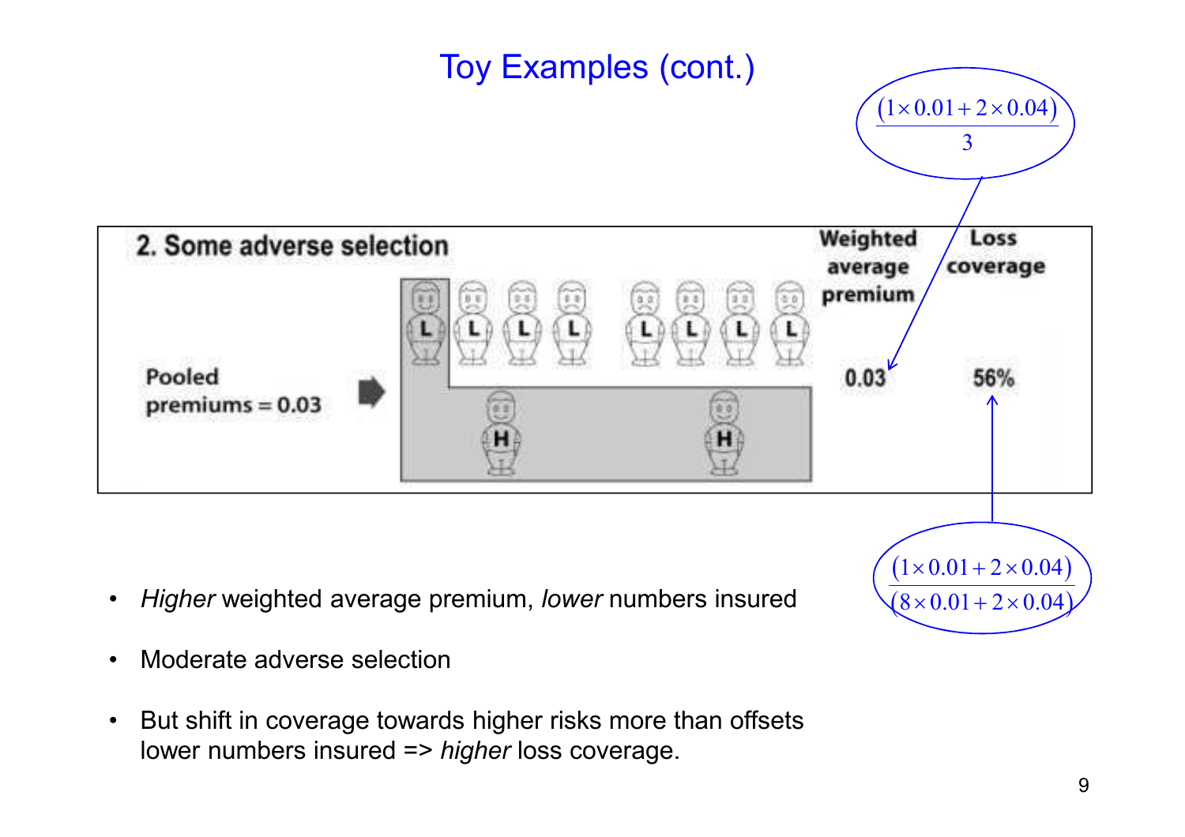# Toy Examples (cont.)

$$\frac{(1 \times 0.01 + 2 \times 0.04)}{3}$$

**2. Some adverse selection**

| | Weighted average premium | Loss coverage |
|---|---|---|
| Pooled premiums = 0.03 | 0.03 | 56% |

L L L L L L L L

H H

$$\frac{(1 \times 0.01 + 2 \times 0.04)}{(8 \times 0.01 + 2 \times 0.04)}$$

- *Higher* weighted average premium, *lower* numbers insured
- Moderate adverse selection
- But shift in coverage towards higher risks more than offsets lower numbers insured => *higher* loss coverage.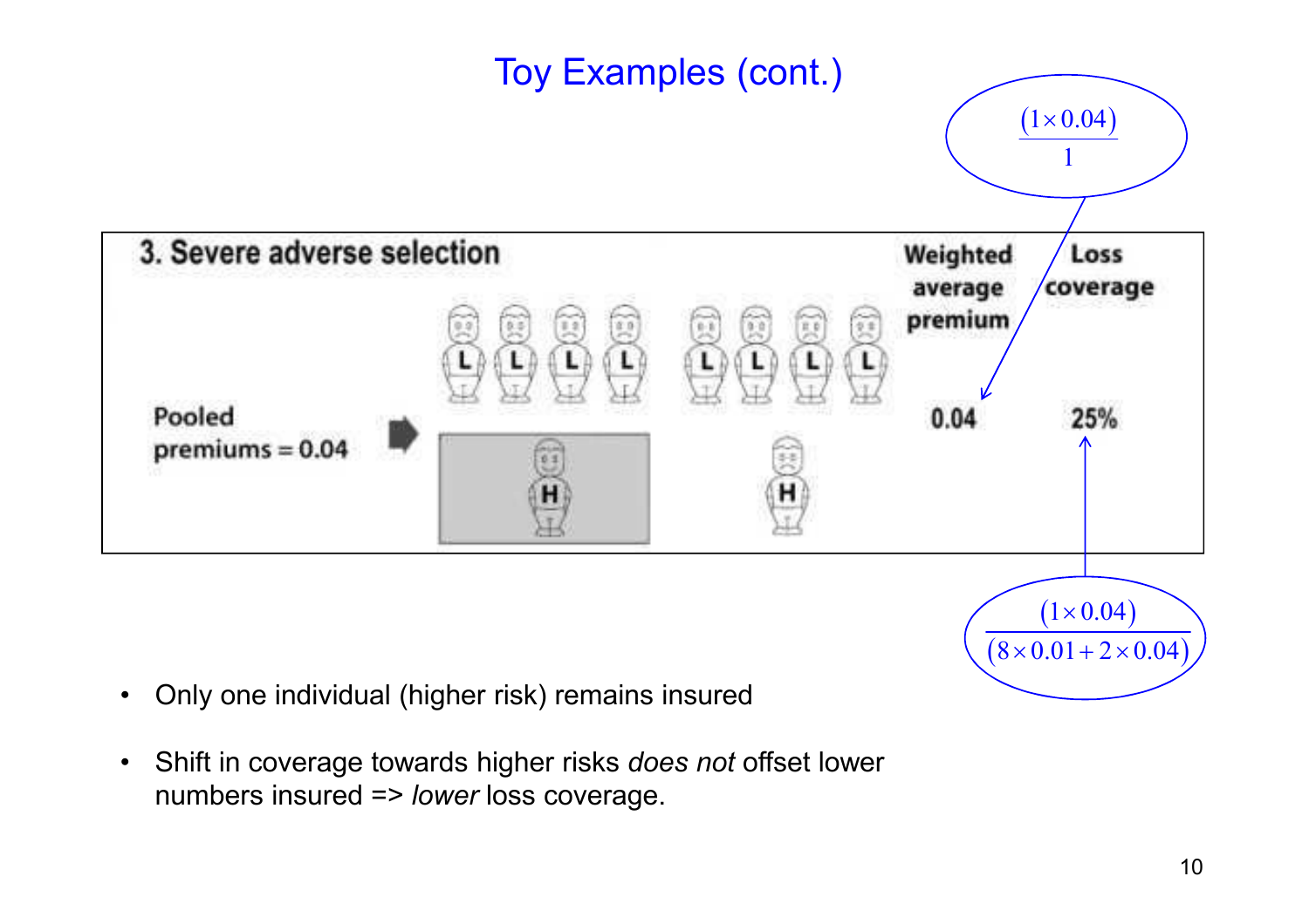# Toy Examples (cont.)

**3. Severe adverse selection**

| | Weighted average premium | Loss coverage |
|---|---|---|
| Pooled premiums = 0.04 | 0.04 | 25% |

Weighted average premium: $\frac{(1 \times 0.04)}{1}$

Loss coverage: $\frac{(1 \times 0.04)}{(8 \times 0.01 + 2 \times 0.04)}$

- Only one individual (higher risk) remains insured
- Shift in coverage towards higher risks *does not* offset lower numbers insured => *lower* loss coverage.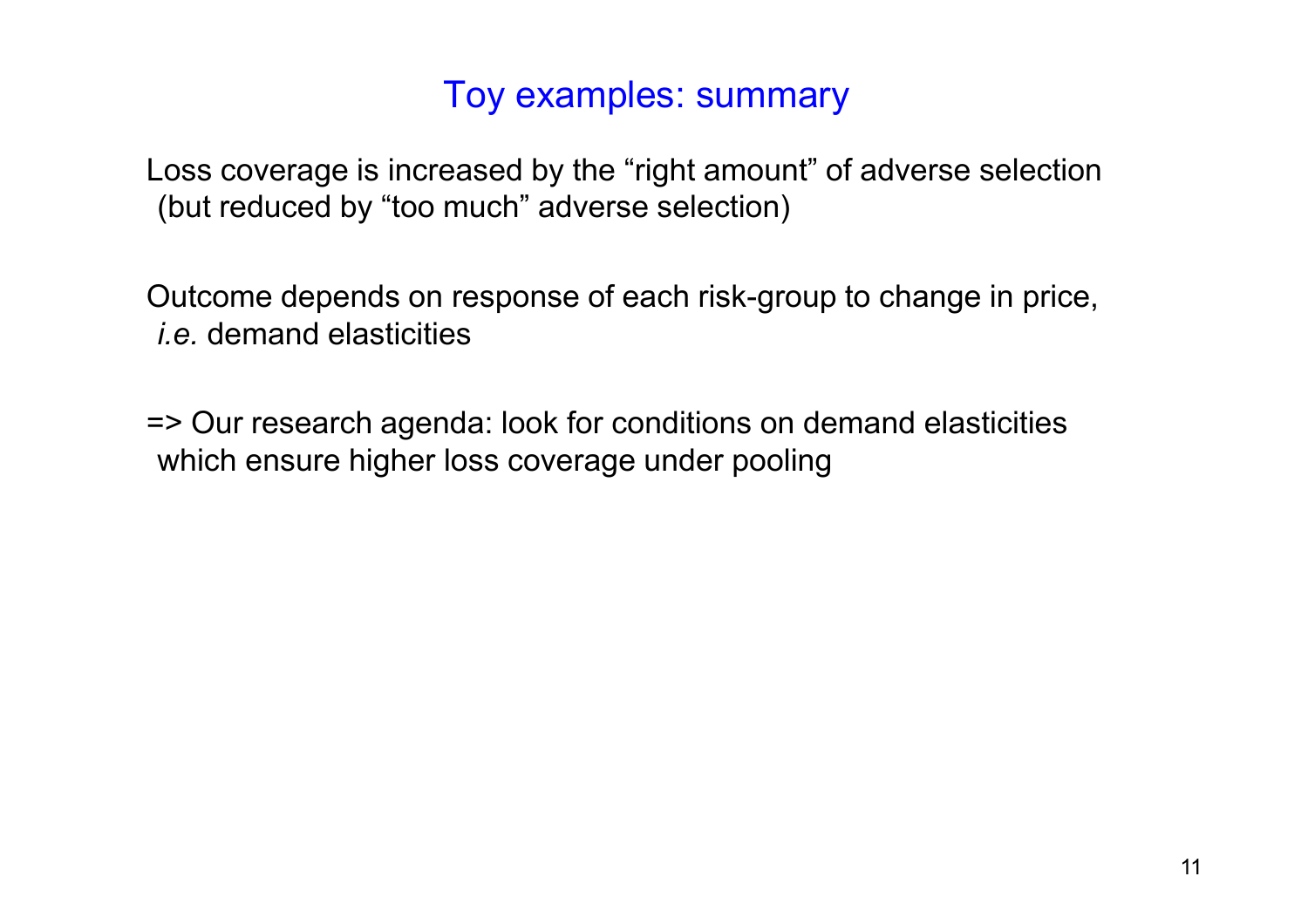# Toy examples: summary

Loss coverage is increased by the “right amount” of adverse selection (but reduced by “too much” adverse selection)

Outcome depends on response of each risk-group to change in price, *i.e.* demand elasticities

=> Our research agenda: look for conditions on demand elasticities which ensure higher loss coverage under pooling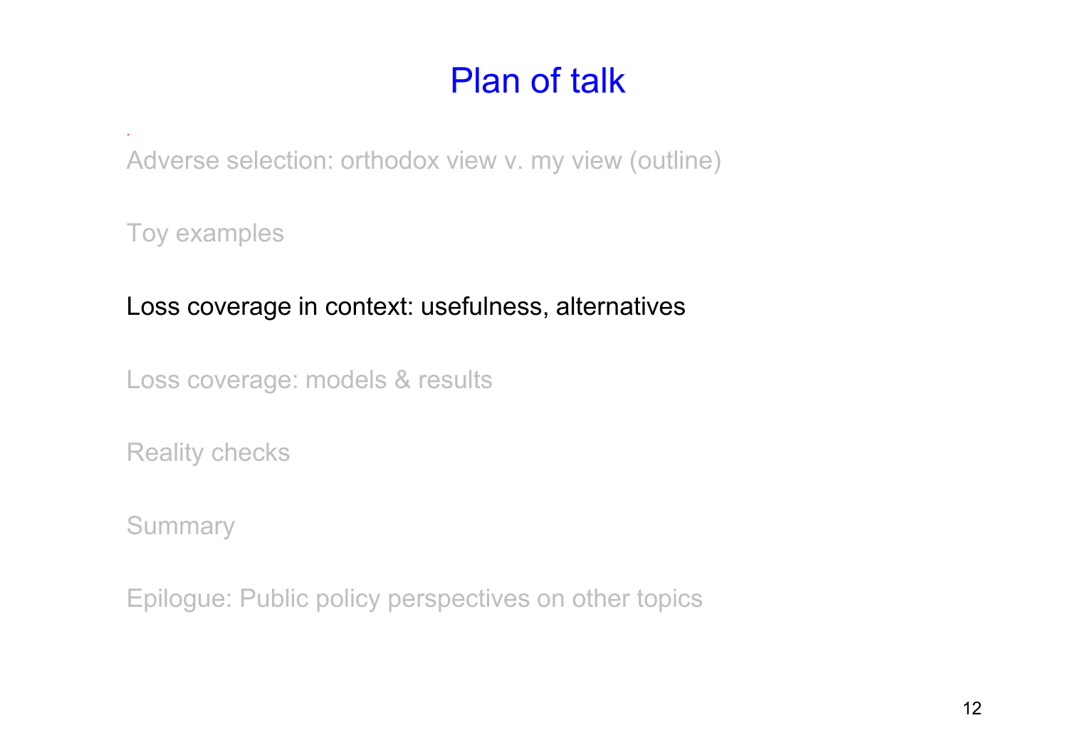# Plan of talk

Adverse selection: orthodox view v. my view (outline)

Toy examples

Loss coverage in context: usefulness, alternatives

Loss coverage: models & results

Reality checks

Summary

Epilogue: Public policy perspectives on other topics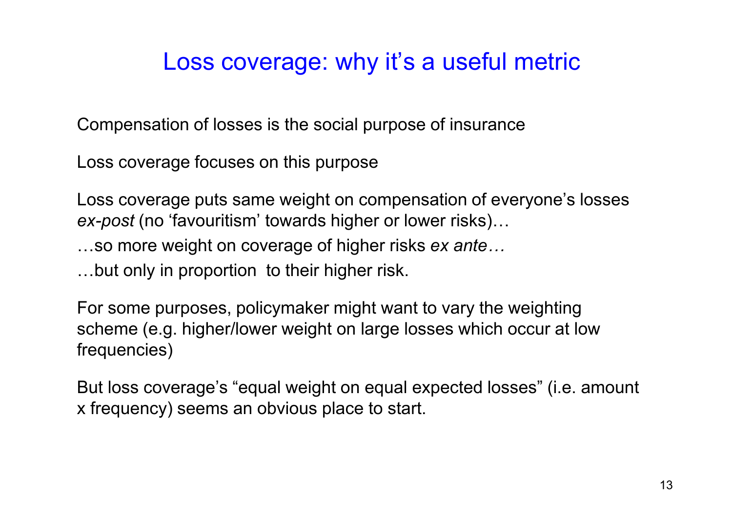# Loss coverage: why it's a useful metric

Compensation of losses is the social purpose of insurance

Loss coverage focuses on this purpose

Loss coverage puts same weight on compensation of everyone's losses *ex-post* (no 'favouritism' towards higher or lower risks)…

…so more weight on coverage of higher risks *ex ante…*

…but only in proportion to their higher risk.

For some purposes, policymaker might want to vary the weighting scheme (e.g. higher/lower weight on large losses which occur at low frequencies)

But loss coverage's "equal weight on equal expected losses" (i.e. amount x frequency) seems an obvious place to start.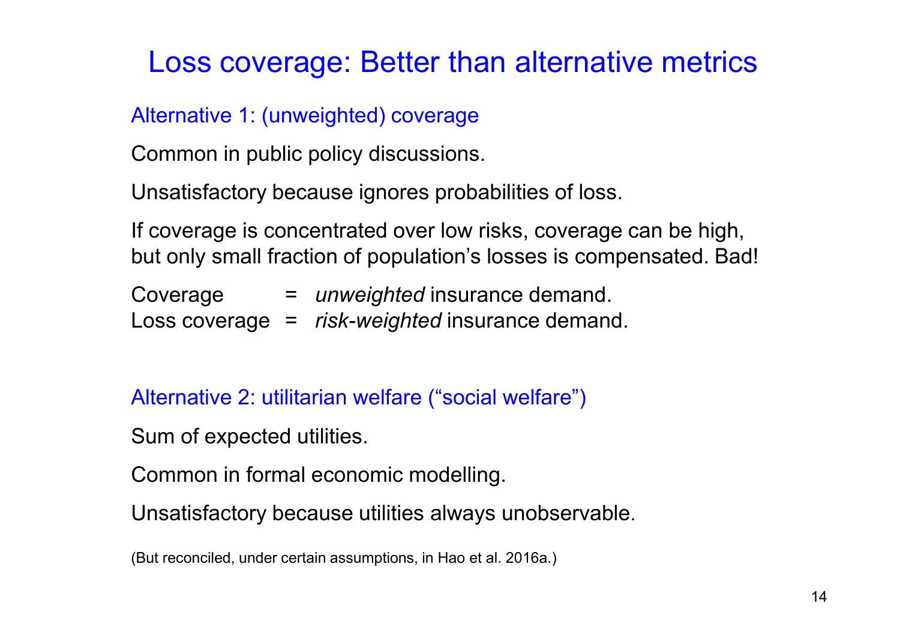# Loss coverage: Better than alternative metrics

## Alternative 1: (unweighted) coverage

Common in public policy discussions.

Unsatisfactory because ignores probabilities of loss.

If coverage is concentrated over low risks, coverage can be high, but only small fraction of population's losses is compensated. Bad!

Coverage = *unweighted* insurance demand.
Loss coverage = *risk-weighted* insurance demand.

## Alternative 2: utilitarian welfare ("social welfare")

Sum of expected utilities.

Common in formal economic modelling.

Unsatisfactory because utilities always unobservable.

(But reconciled, under certain assumptions, in Hao et al. 2016a.)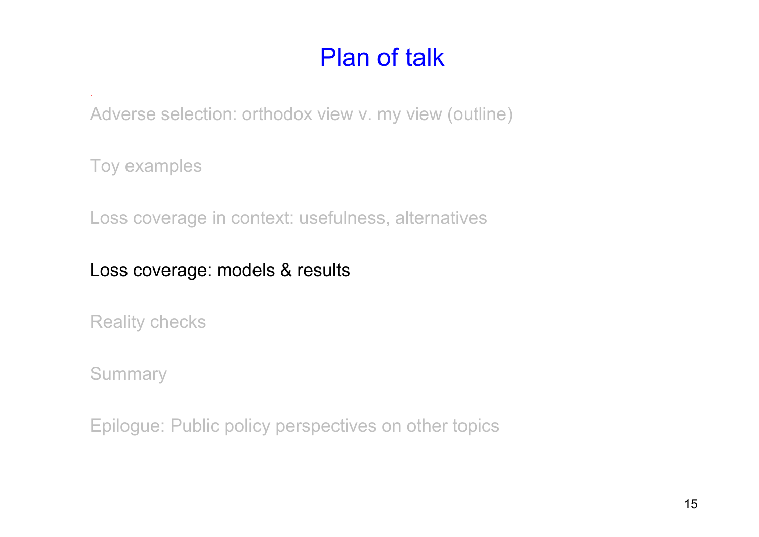# Plan of talk

Adverse selection: orthodox view v. my view (outline)

Toy examples

Loss coverage in context: usefulness, alternatives

Loss coverage: models & results

Reality checks

Summary

Epilogue: Public policy perspectives on other topics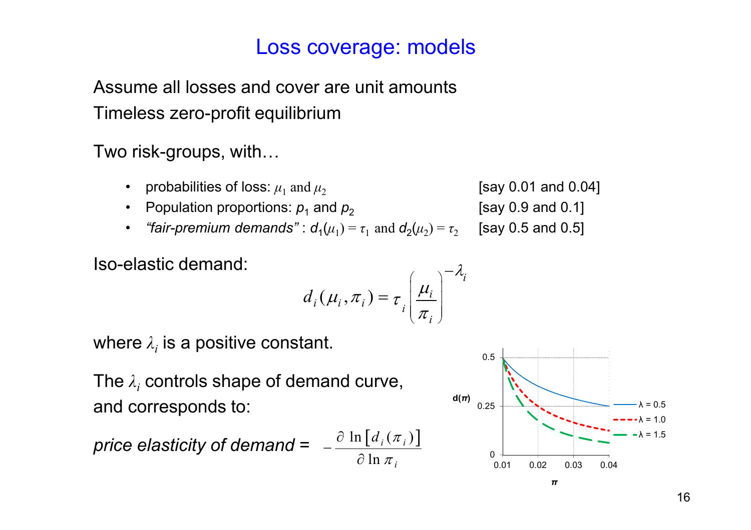# Loss coverage: models

Assume all losses and cover are unit amounts

Timeless zero-profit equilibrium

Two risk-groups, with…

- probabilities of loss: $\mu_1$ and $\mu_2$ [say 0.01 and 0.04]
- Population proportions: $p_1$ and $p_2$ [say 0.9 and 0.1]
- *"fair-premium demands"* : $d_1(\mu_1) = \tau_1$ and $d_2(\mu_2) = \tau_2$ [say 0.5 and 0.5]

Iso-elastic demand:

$$d_i(\mu_i, \pi_i) = \tau_i \left( \frac{\mu_i}{\pi_i} \right)^{-\lambda_i}$$

where $\lambda_i$ is a positive constant.

The $\lambda_i$ controls shape of demand curve, and corresponds to:

*price elasticity of demand* = $-\dfrac{\partial \ln \left[ d_i(\pi_i) \right]}{\partial \ln \pi_i}$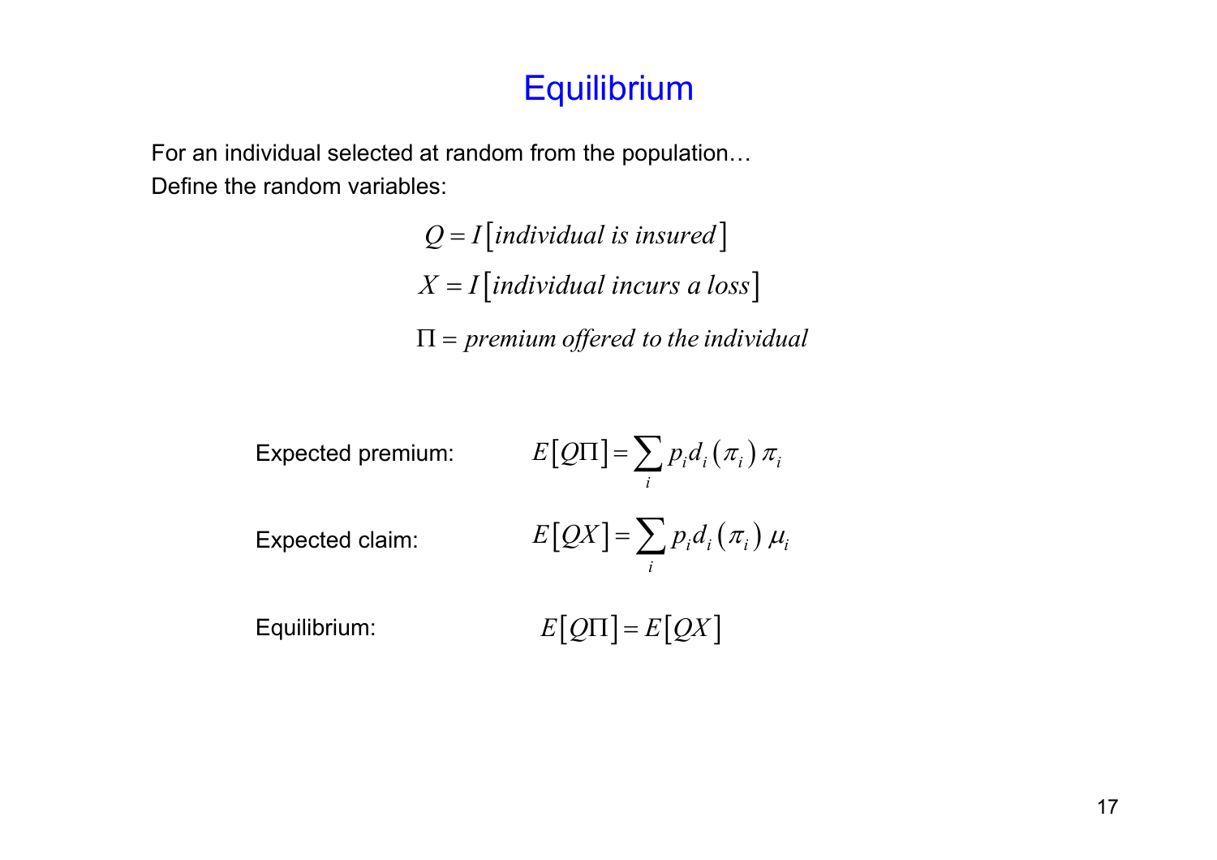# Equilibrium

For an individual selected at random from the population…
Define the random variables:

$$Q = I\left[\textit{individual is insured}\right]$$

$$X = I\left[\textit{individual incurs a loss}\right]$$

$$\Pi = \textit{premium offered to the individual}$$

Expected premium: $$E\left[Q\Pi\right] = \sum_i p_i d_i\left(\pi_i\right)\pi_i$$

Expected claim: $$E\left[QX\right] = \sum_i p_i d_i\left(\pi_i\right)\mu_i$$

Equilibrium: $$E\left[Q\Pi\right] = E\left[QX\right]$$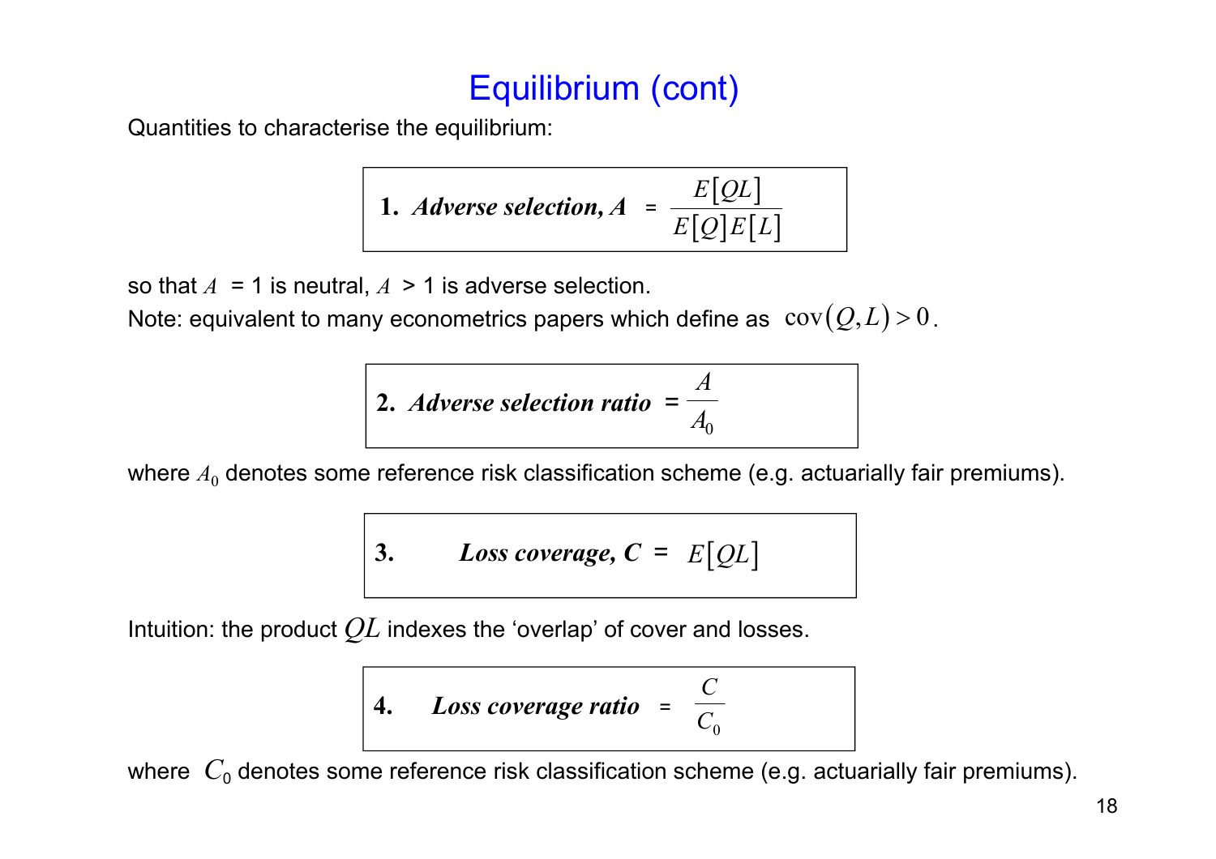# Equilibrium (cont)

Quantities to characterise the equilibrium:

$$\textbf{1. } \textit{Adverse selection, } A = \frac{E[QL]}{E[Q]E[L]}$$

so that $A$ = 1 is neutral, $A$ > 1 is adverse selection.
Note: equivalent to many econometrics papers which define as $\operatorname{cov}(Q, L) > 0$.

$$\textbf{2. } \textit{Adverse selection ratio} = \frac{A}{A_0}$$

where $A_0$ denotes some reference risk classification scheme (e.g. actuarially fair premiums).

$$\textbf{3. } \textit{Loss coverage, } C = E[QL]$$

Intuition: the product $QL$ indexes the 'overlap' of cover and losses.

$$\textbf{4. } \textit{Loss coverage ratio} = \frac{C}{C_0}$$

where $C_0$ denotes some reference risk classification scheme (e.g. actuarially fair premiums).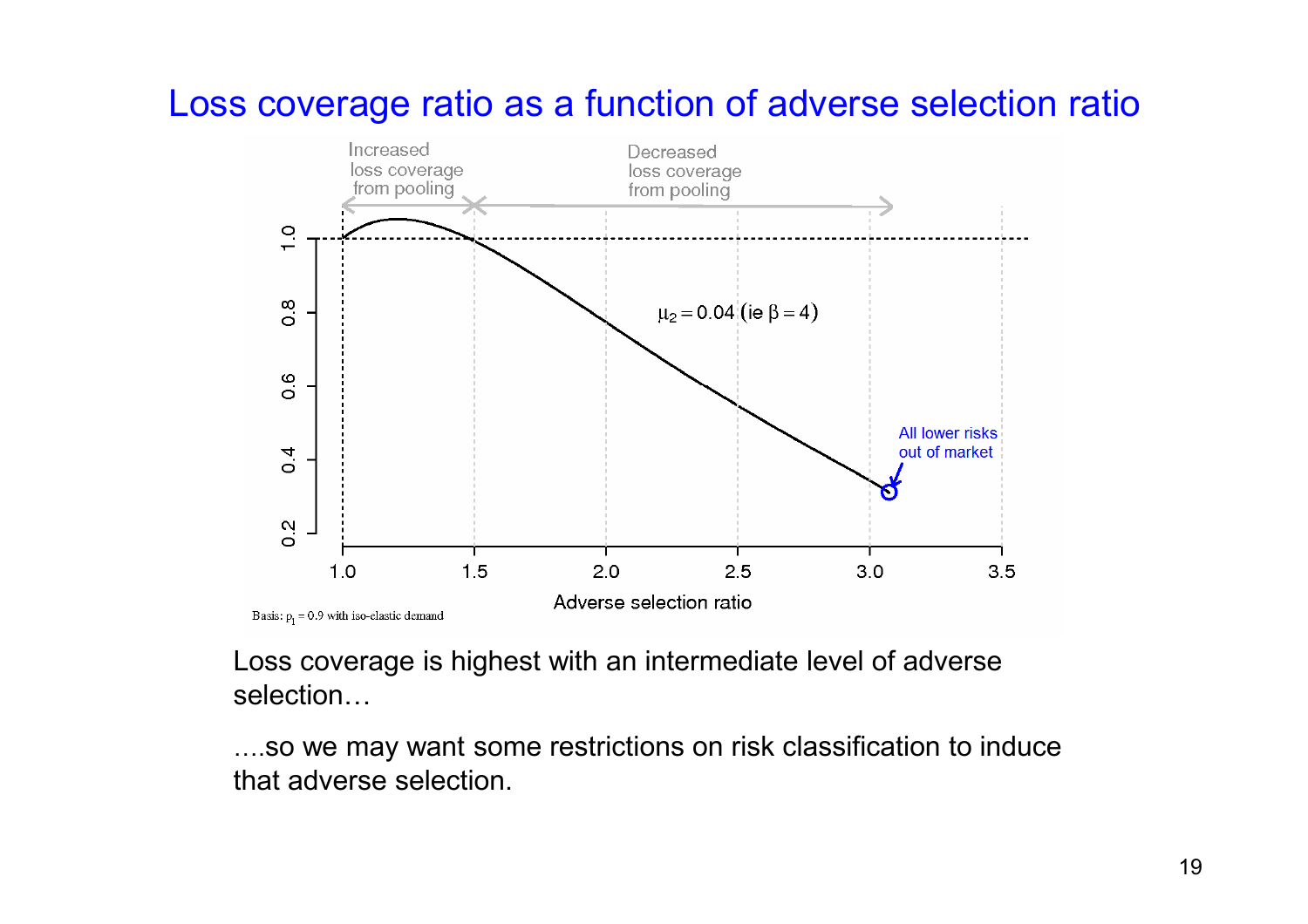# Loss coverage ratio as a function of adverse selection ratio

Increased loss coverage from pooling

Decreased loss coverage from pooling

$\mu_2 = 0.04$ (ie $\beta = 4$)

All lower risks out of market

Adverse selection ratio

Basis: $\rho_1 = 0.9$ with iso-elastic demand

Loss coverage is highest with an intermediate level of adverse selection…

….so we may want some restrictions on risk classification to induce that adverse selection.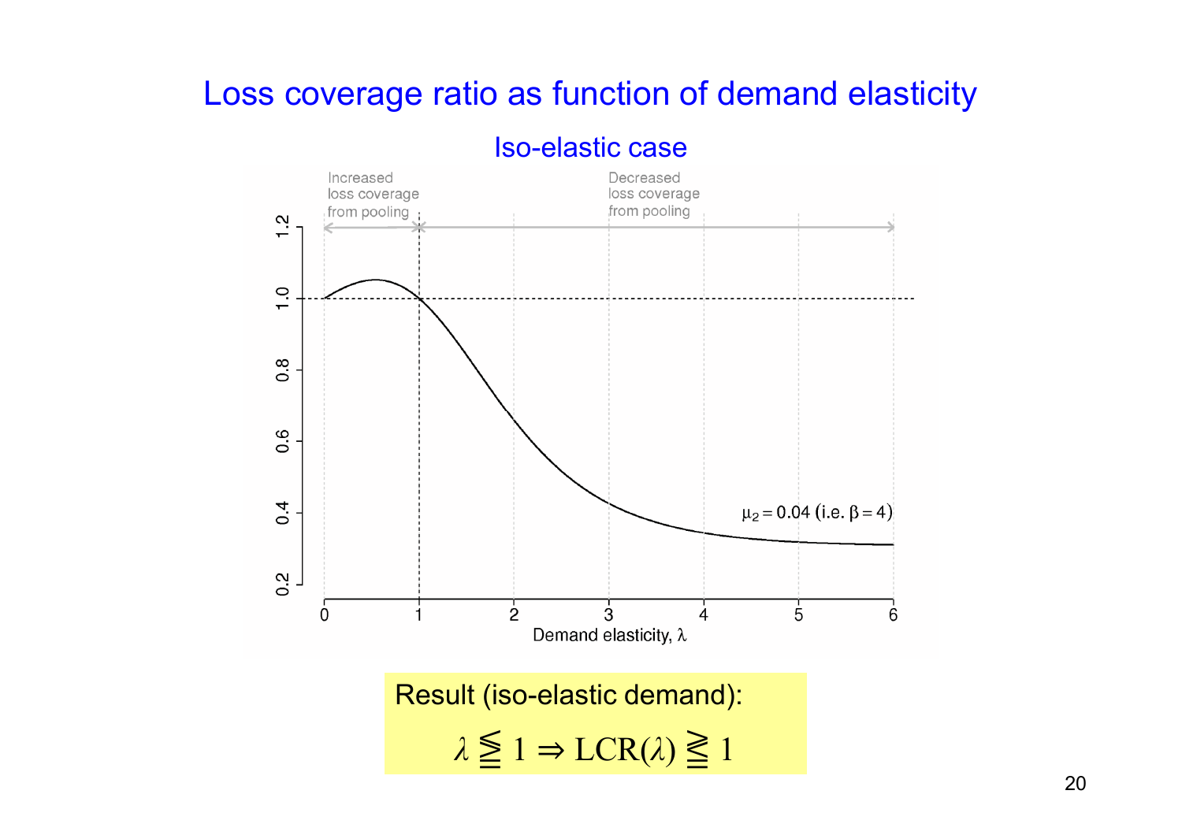# Loss coverage ratio as function of demand elasticity

## Iso-elastic case

Result (iso-elastic demand):

$$\lambda \gtreqqless 1 \Rightarrow \text{LCR}(\lambda) \lesseqqgtr 1$$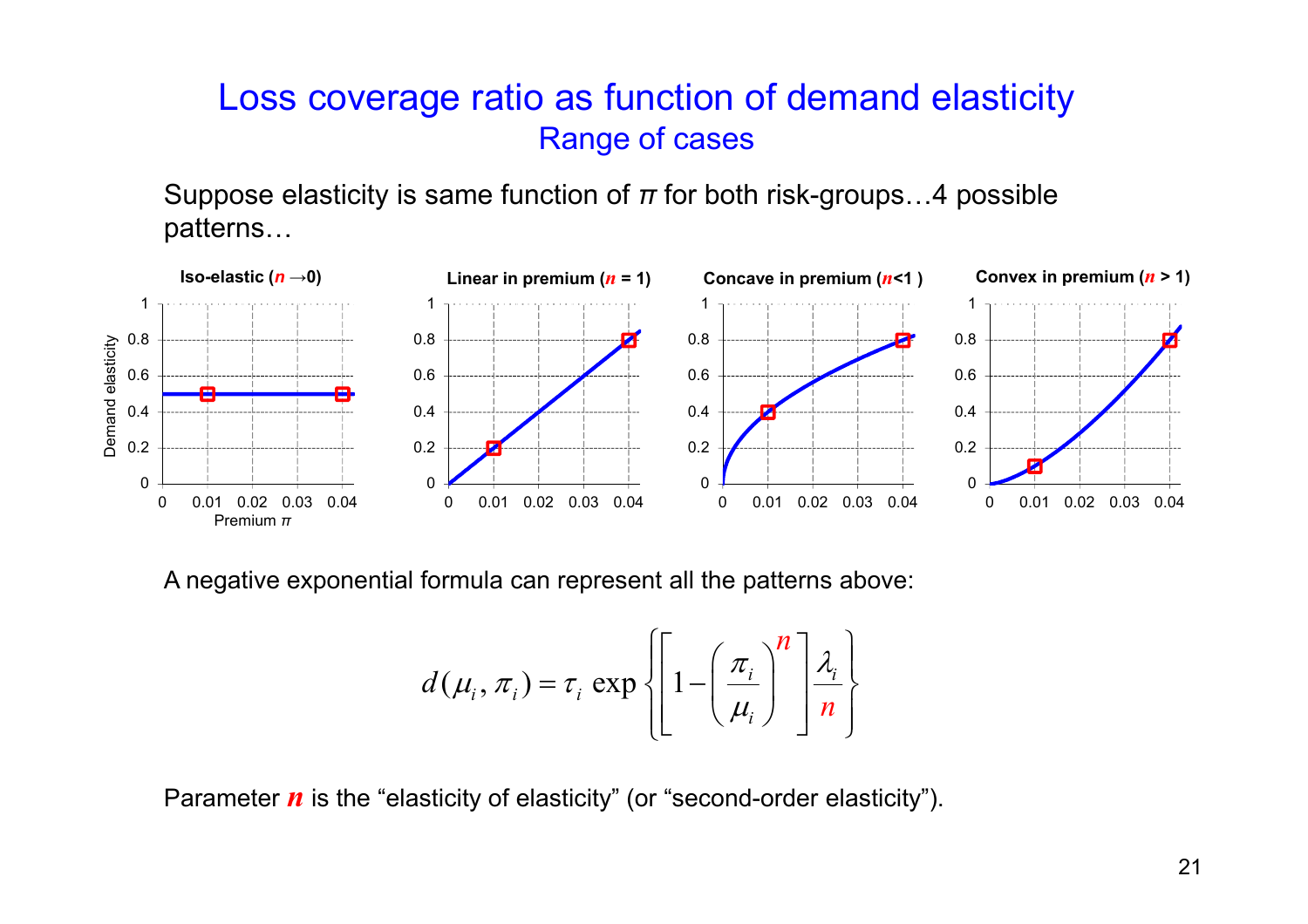# Loss coverage ratio as function of demand elasticity

## Range of cases

Suppose elasticity is same function of $\pi$ for both risk-groups…4 possible patterns…

**Iso-elastic ($n \to 0$)** | **Linear in premium ($n = 1$)** | **Concave in premium ($n < 1$)** | **Convex in premium ($n > 1$)**

Demand elasticity vs. Premium $\pi$

A negative exponential formula can represent all the patterns above:

$$d(\mu_i, \pi_i) = \tau_i \exp\left\{\left[1 - \left(\frac{\pi_i}{\mu_i}\right)^n\right]\frac{\lambda_i}{n}\right\}$$

Parameter $n$ is the "elasticity of elasticity" (or "second-order elasticity").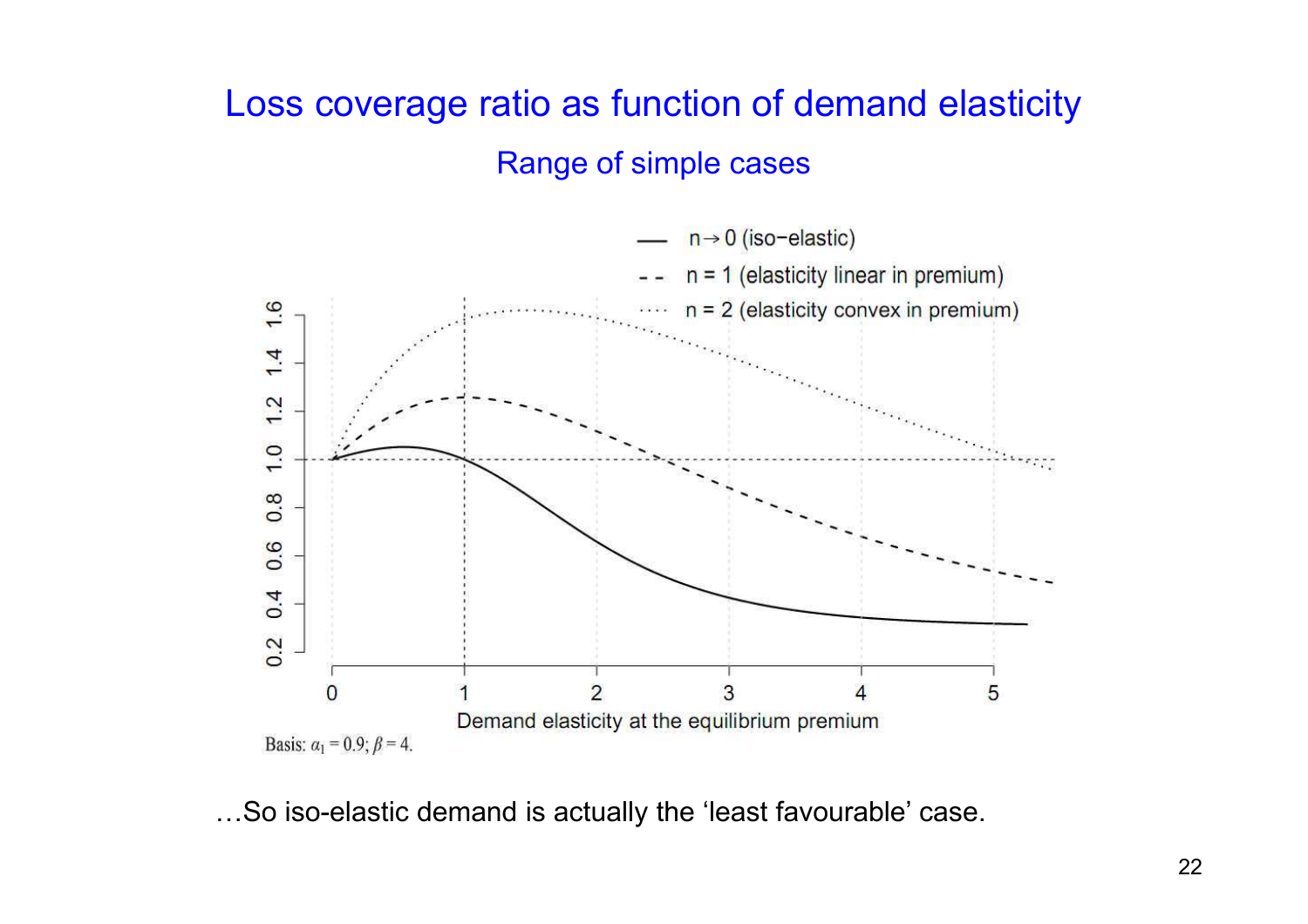# Loss coverage ratio as function of demand elasticity

## Range of simple cases

Basis: $\alpha_1 = 0.9; \beta = 4.$

…So iso-elastic demand is actually the 'least favourable' case.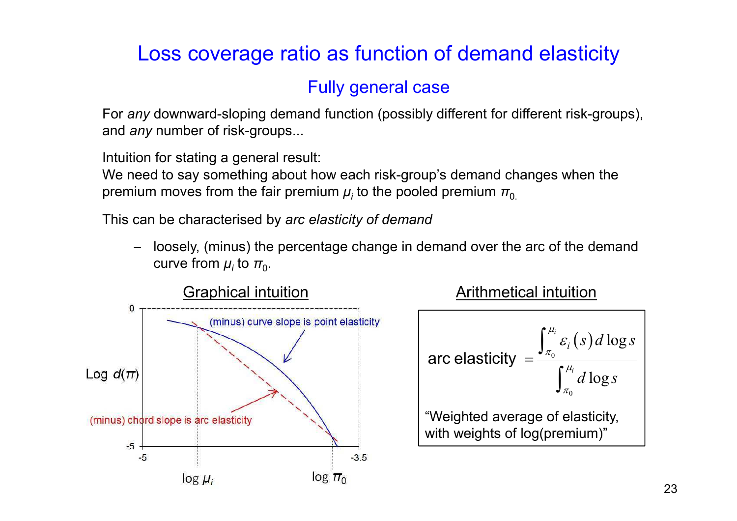# Loss coverage ratio as function of demand elasticity

## Fully general case

For *any* downward-sloping demand function (possibly different for different risk-groups), and *any* number of risk-groups...

Intuition for stating a general result:
We need to say something about how each risk-group's demand changes when the premium moves from the fair premium $\mu_i$ to the pooled premium $\pi_0$.

This can be characterised by *arc elasticity of demand*

- loosely, (minus) the percentage change in demand over the arc of the demand curve from $\mu_i$ to $\pi_0$.

### Graphical intuition

(minus) curve slope is point elasticity

(minus) chord slope is arc elasticity

Log $d(\pi)$

log $\mu_i$ &nbsp;&nbsp;&nbsp; log $\pi_0$

### Arithmetical intuition

$$\text{arc elasticity} = \frac{\int_{\pi_0}^{\mu_i} \varepsilon_i(s)\, d\log s}{\int_{\pi_0}^{\mu_i} d\log s}$$

"Weighted average of elasticity, with weights of log(premium)"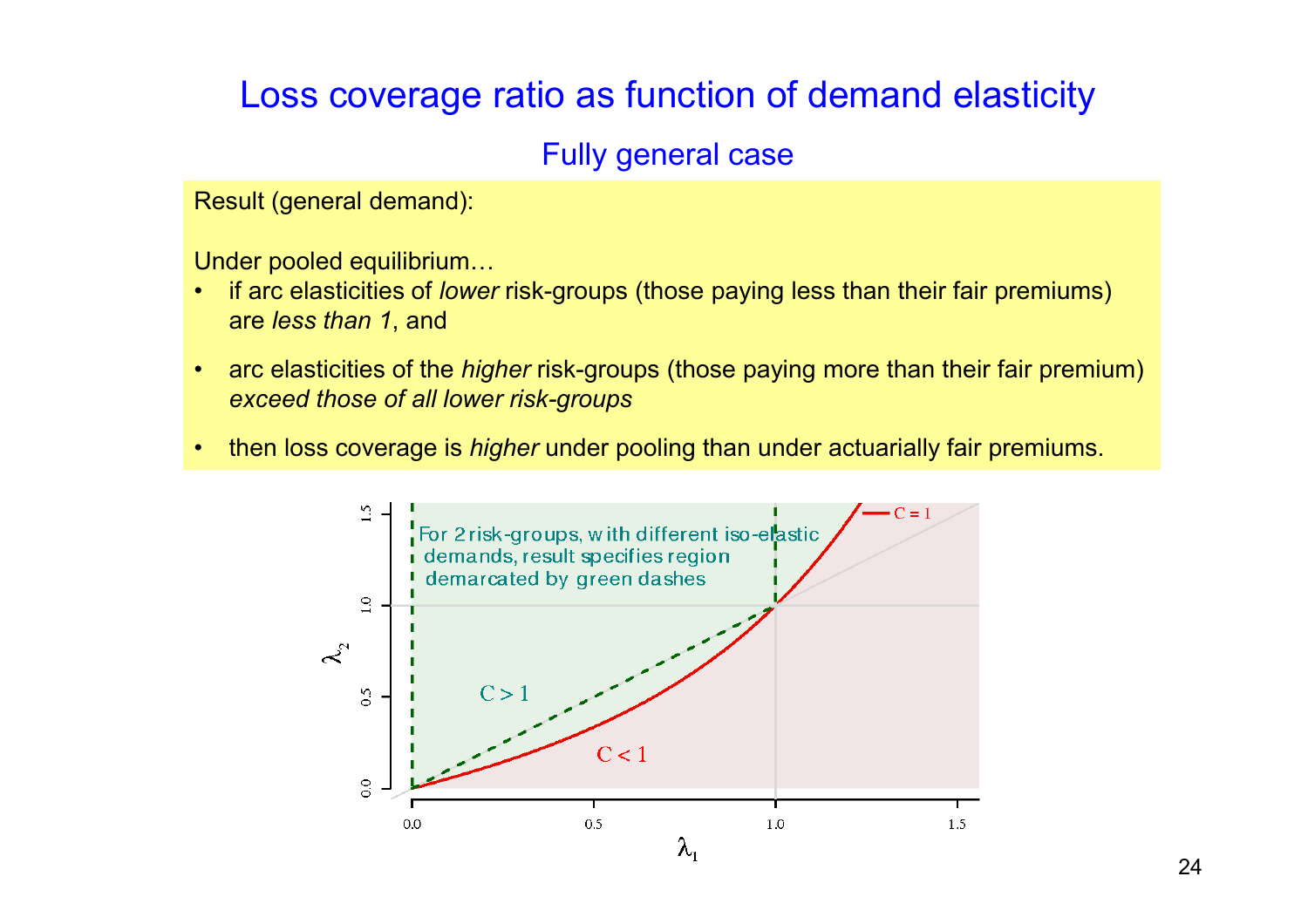# Loss coverage ratio as function of demand elasticity

## Fully general case

Result (general demand):

Under pooled equilibrium…

- if arc elasticities of *lower* risk-groups (those paying less than their fair premiums) are *less than 1*, and
- arc elasticities of the *higher* risk-groups (those paying more than their fair premium) *exceed those of all lower risk-groups*
- then loss coverage is *higher* under pooling than under actuarially fair premiums.

For 2 risk-groups, with different iso-elastic demands, result specifies region demarcated by green dashes

$C = 1$

$C > 1$

$C < 1$

$\lambda_1$

$\lambda_2$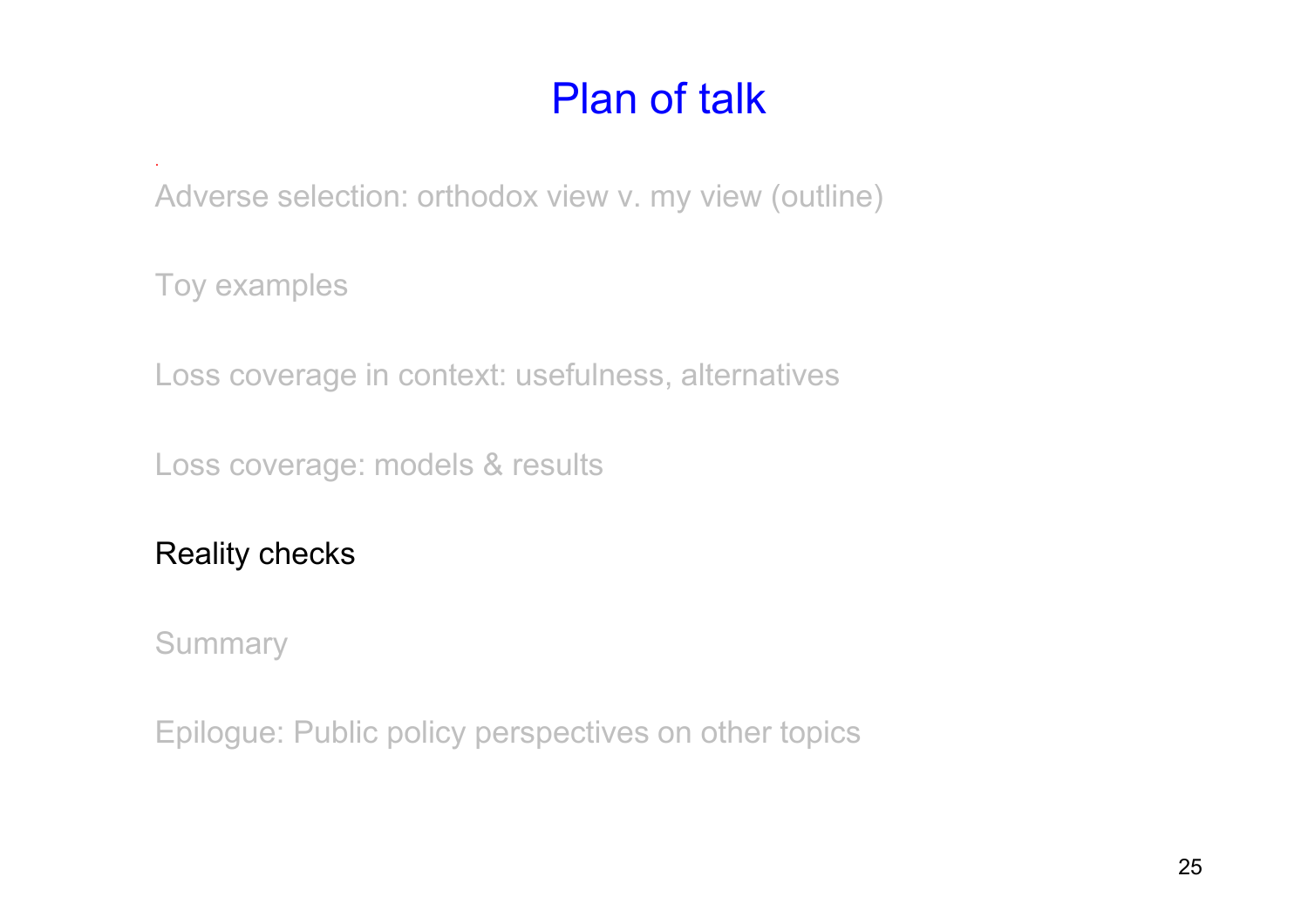# Plan of talk

Adverse selection: orthodox view v. my view (outline)

Toy examples

Loss coverage in context: usefulness, alternatives

Loss coverage: models & results

Reality checks

Summary

Epilogue: Public policy perspectives on other topics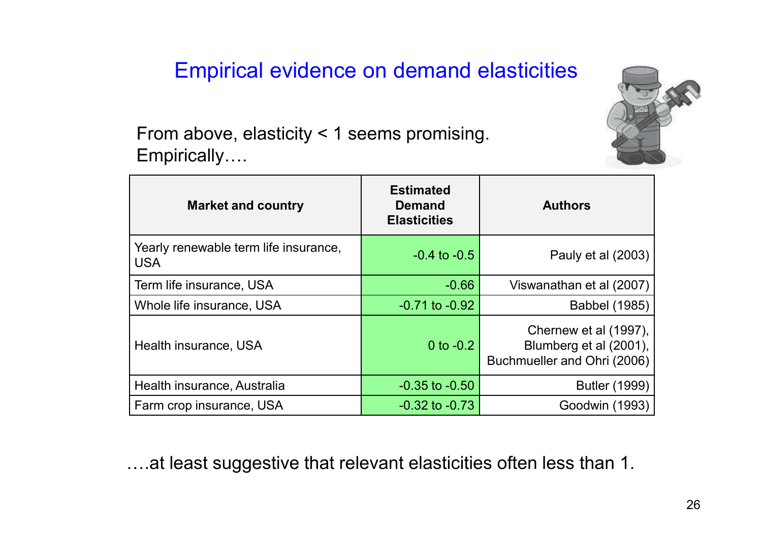# Empirical evidence on demand elasticities

From above, elasticity < 1 seems promising.
Empirically….

| Market and country | Estimated Demand Elasticities | Authors |
|---|---|---|
| Yearly renewable term life insurance, USA | -0.4 to -0.5 | Pauly et al (2003) |
| Term life insurance, USA | -0.66 | Viswanathan et al (2007) |
| Whole life insurance, USA | -0.71 to -0.92 | Babbel (1985) |
| Health insurance, USA | 0 to -0.2 | Chernew et al (1997), Blumberg et al (2001), Buchmueller and Ohri (2006) |
| Health insurance, Australia | -0.35 to -0.50 | Butler (1999) |
| Farm crop insurance, USA | -0.32 to -0.73 | Goodwin (1993) |

….at least suggestive that relevant elasticities often less than 1.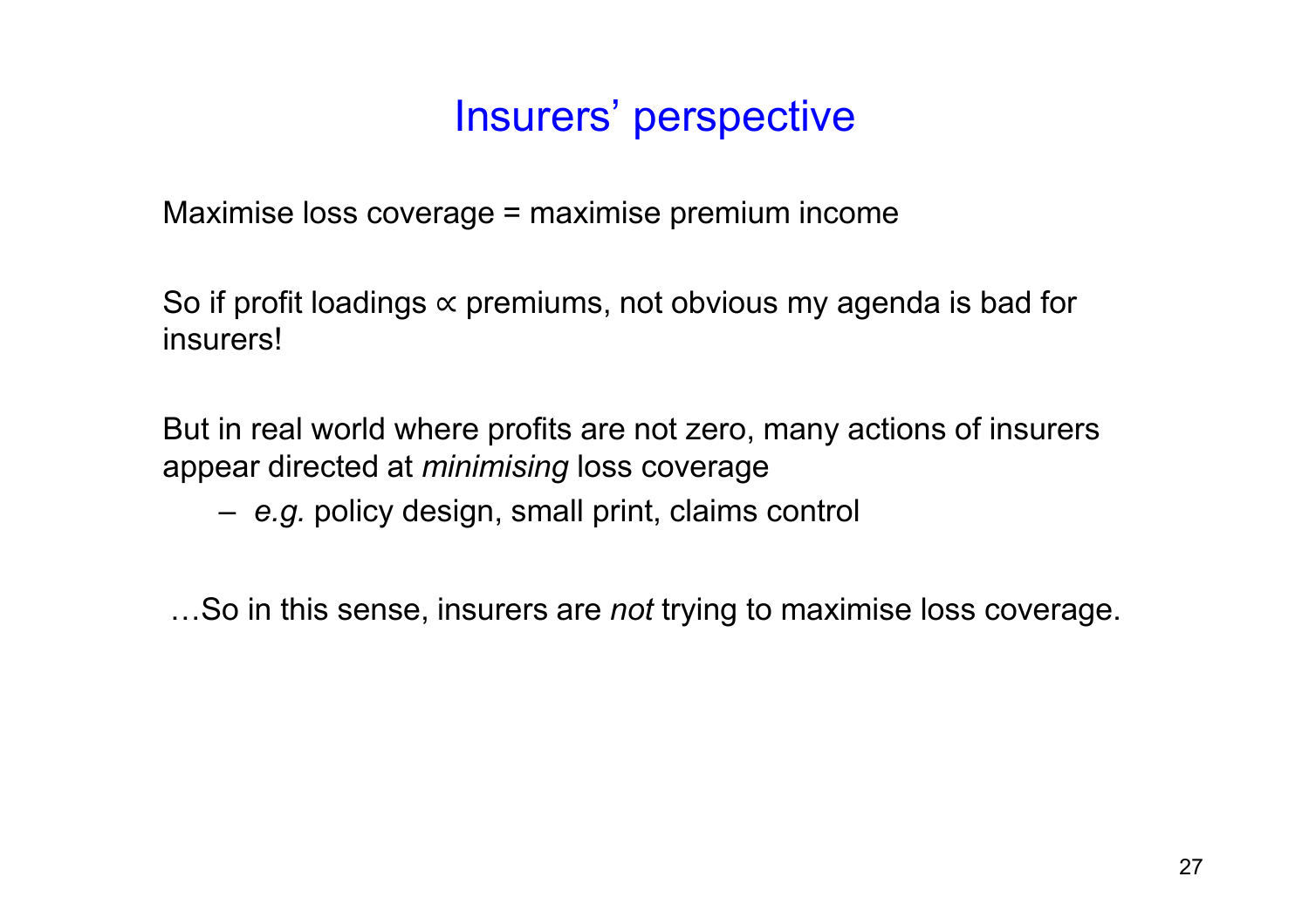# Insurers' perspective

Maximise loss coverage = maximise premium income

So if profit loadings $\propto$ premiums, not obvious my agenda is bad for insurers!

But in real world where profits are not zero, many actions of insurers appear directed at *minimising* loss coverage

- *e.g.* policy design, small print, claims control

…So in this sense, insurers are *not* trying to maximise loss coverage.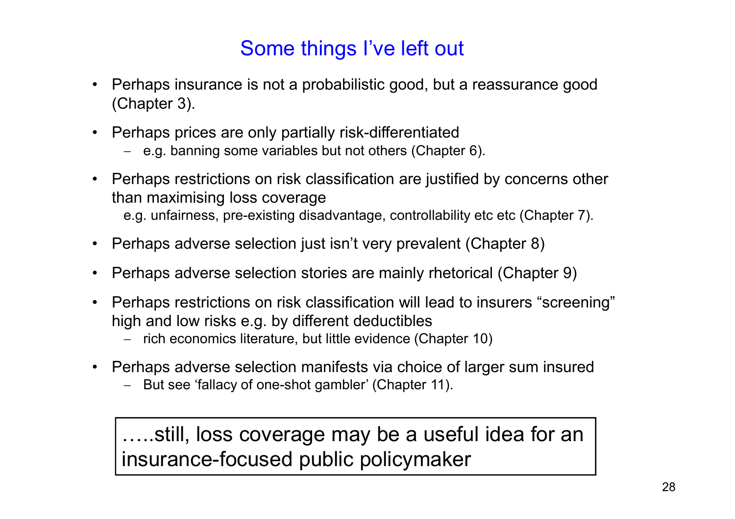# Some things I've left out

- Perhaps insurance is not a probabilistic good, but a reassurance good (Chapter 3).
- Perhaps prices are only partially risk-differentiated
  - e.g. banning some variables but not others (Chapter 6).
- Perhaps restrictions on risk classification are justified by concerns other than maximising loss coverage
  e.g. unfairness, pre-existing disadvantage, controllability etc etc (Chapter 7).
- Perhaps adverse selection just isn't very prevalent (Chapter 8)
- Perhaps adverse selection stories are mainly rhetorical (Chapter 9)
- Perhaps restrictions on risk classification will lead to insurers "screening" high and low risks e.g. by different deductibles
  - rich economics literature, but little evidence (Chapter 10)
- Perhaps adverse selection manifests via choice of larger sum insured
  - But see 'fallacy of one-shot gambler' (Chapter 11).

…..still, loss coverage may be a useful idea for an insurance-focused public policymaker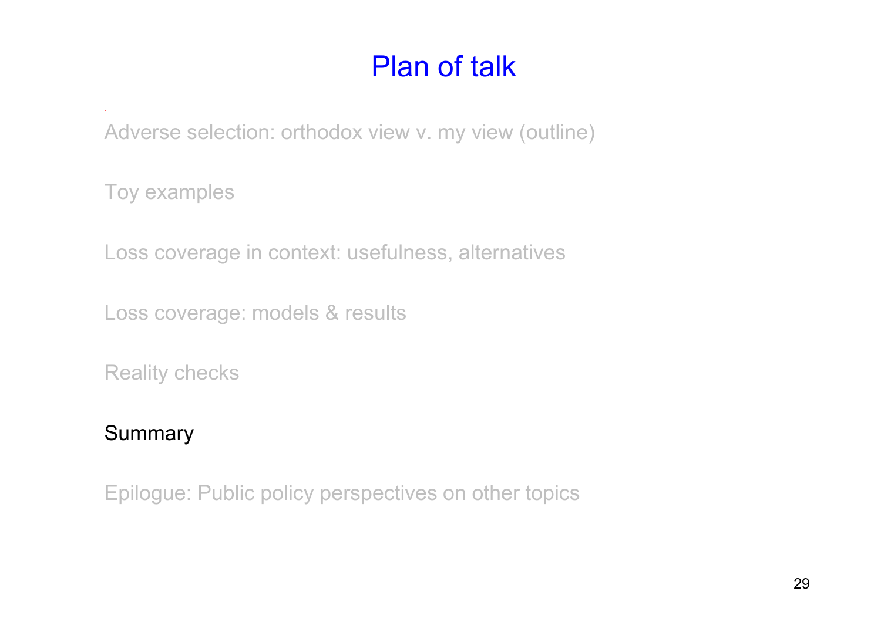# Plan of talk

Adverse selection: orthodox view v. my view (outline)

Toy examples

Loss coverage in context: usefulness, alternatives

Loss coverage: models & results

Reality checks

Summary

Epilogue: Public policy perspectives on other topics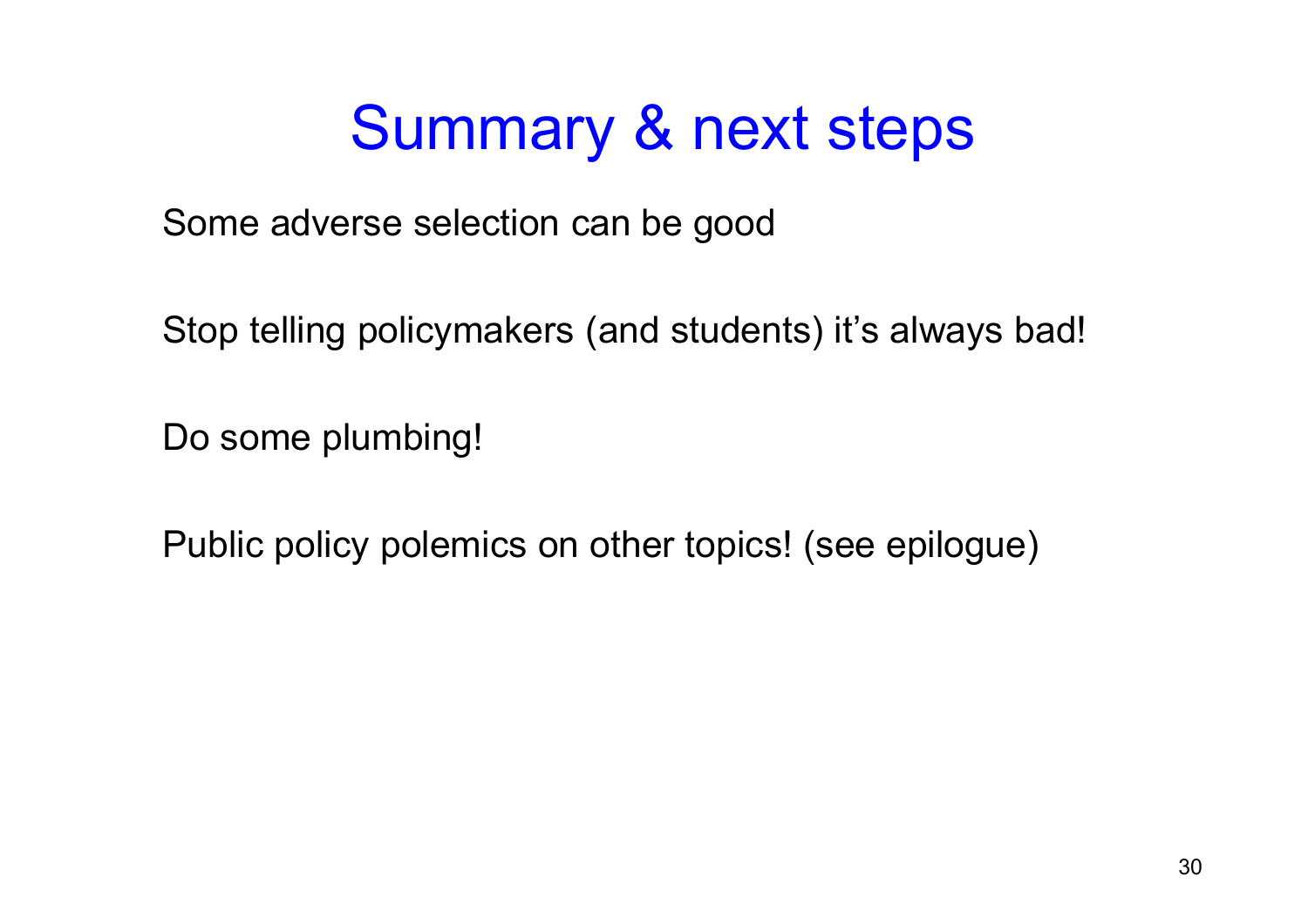# Summary & next steps

Some adverse selection can be good

Stop telling policymakers (and students) it's always bad!

Do some plumbing!

Public policy polemics on other topics! (see epilogue)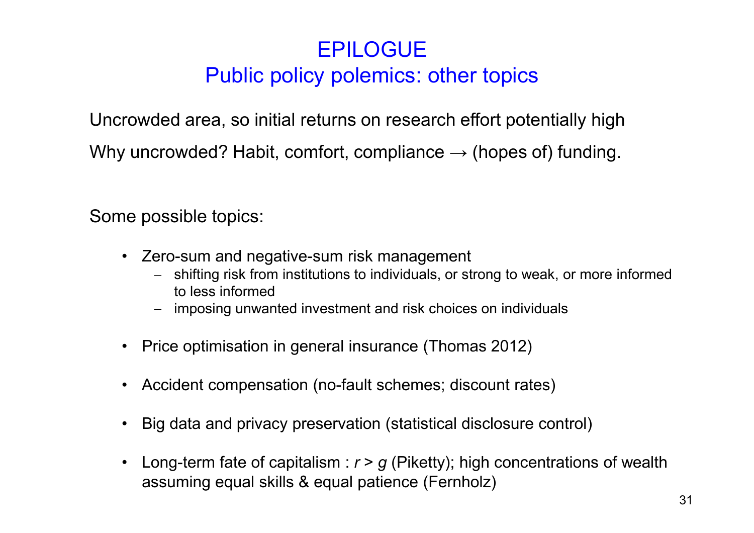# EPILOGUE
## Public policy polemics: other topics

Uncrowded area, so initial returns on research effort potentially high

Why uncrowded? Habit, comfort, compliance → (hopes of) funding.

Some possible topics:

- Zero-sum and negative-sum risk management
  - shifting risk from institutions to individuals, or strong to weak, or more informed to less informed
  - imposing unwanted investment and risk choices on individuals
- Price optimisation in general insurance (Thomas 2012)
- Accident compensation (no-fault schemes; discount rates)
- Big data and privacy preservation (statistical disclosure control)
- Long-term fate of capitalism : $r > g$ (Piketty); high concentrations of wealth assuming equal skills & equal patience (Fernholz)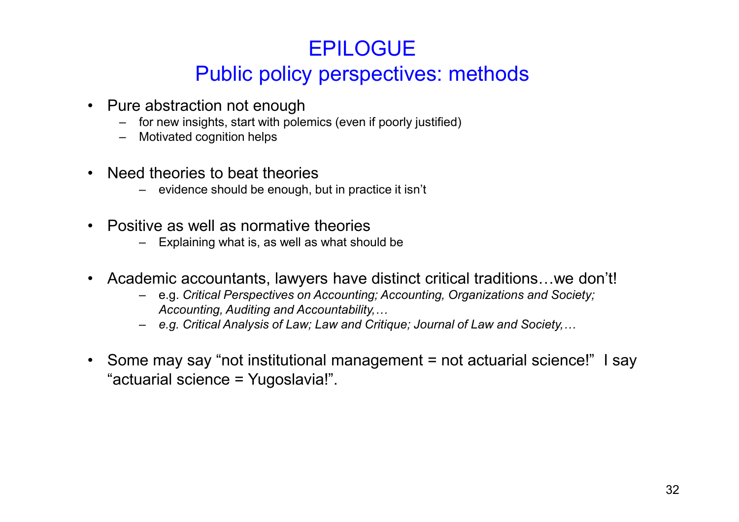# EPILOGUE

## Public policy perspectives: methods

- Pure abstraction not enough
  - for new insights, start with polemics (even if poorly justified)
  - Motivated cognition helps

- Need theories to beat theories
  - evidence should be enough, but in practice it isn't

- Positive as well as normative theories
  - Explaining what is, as well as what should be

- Academic accountants, lawyers have distinct critical traditions…we don't!
  - e.g. *Critical Perspectives on Accounting; Accounting, Organizations and Society; Accounting, Auditing and Accountability,…*
  - *e.g. Critical Analysis of Law; Law and Critique; Journal of Law and Society,…*

- Some may say "not institutional management = not actuarial science!" I say "actuarial science = Yugoslavia!".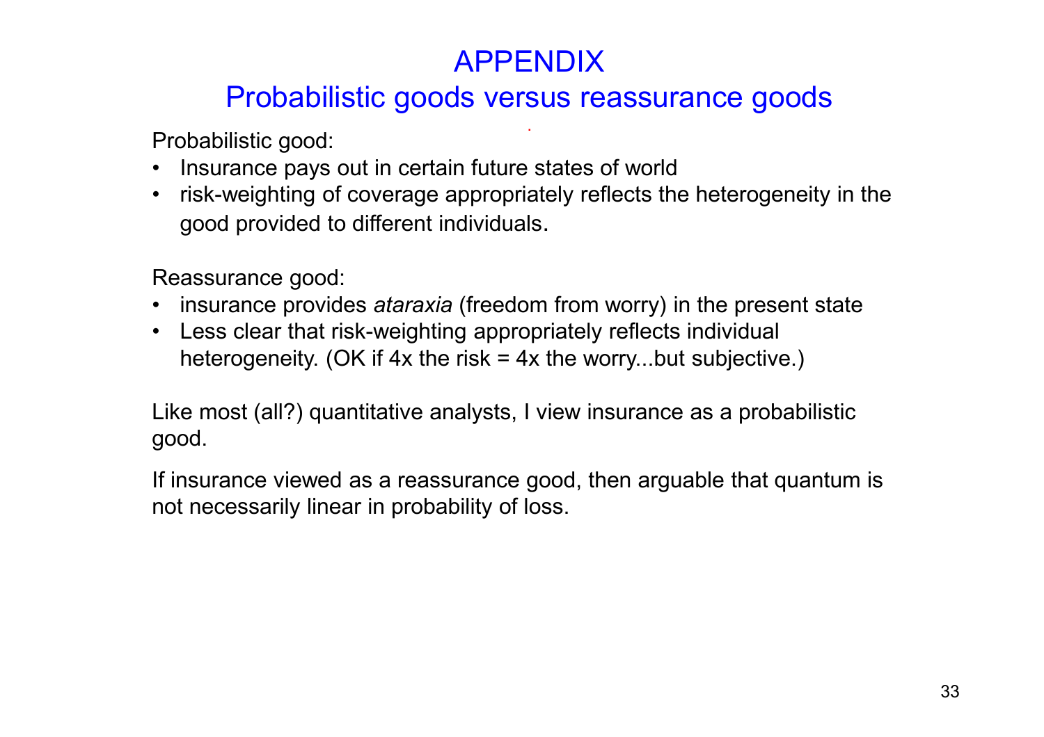# APPENDIX

## Probabilistic goods versus reassurance goods

Probabilistic good:

- Insurance pays out in certain future states of world
- risk-weighting of coverage appropriately reflects the heterogeneity in the good provided to different individuals.

Reassurance good:

- insurance provides *ataraxia* (freedom from worry) in the present state
- Less clear that risk-weighting appropriately reflects individual heterogeneity. (OK if 4x the risk = 4x the worry...but subjective.)

Like most (all?) quantitative analysts, I view insurance as a probabilistic good.

If insurance viewed as a reassurance good, then arguable that quantum is not necessarily linear in probability of loss.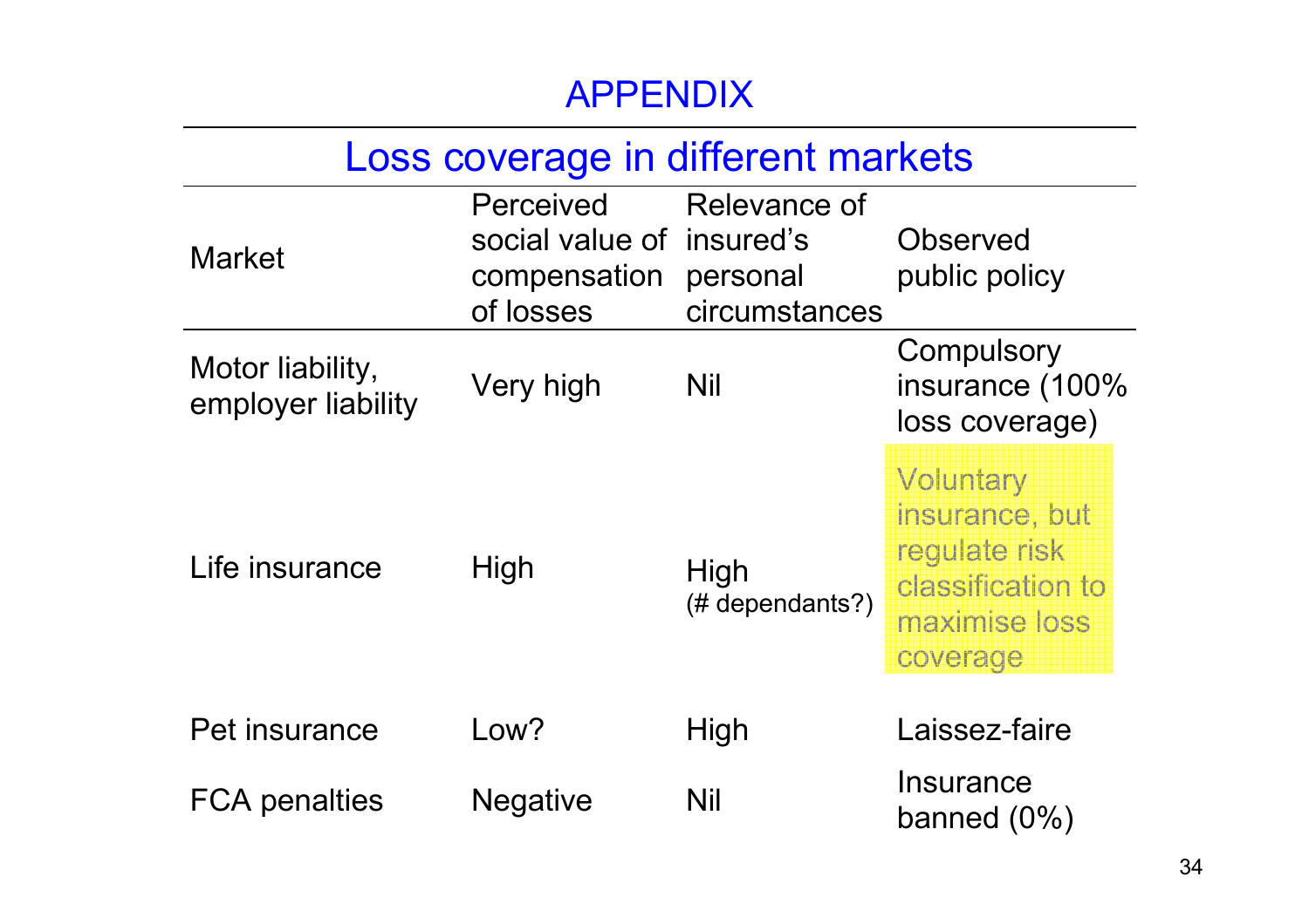# APPENDIX

## Loss coverage in different markets

| Market | Perceived social value of compensation of losses | Relevance of insured's personal circumstances | Observed public policy |
| --- | --- | --- | --- |
| Motor liability, employer liability | Very high | Nil | Compulsory insurance (100% loss coverage) |
| Life insurance | High | High (# dependants?) | Voluntary insurance, but regulate risk classification to maximise loss coverage |
| Pet insurance | Low? | High | Laissez-faire |
| FCA penalties | Negative | Nil | Insurance banned (0%) |